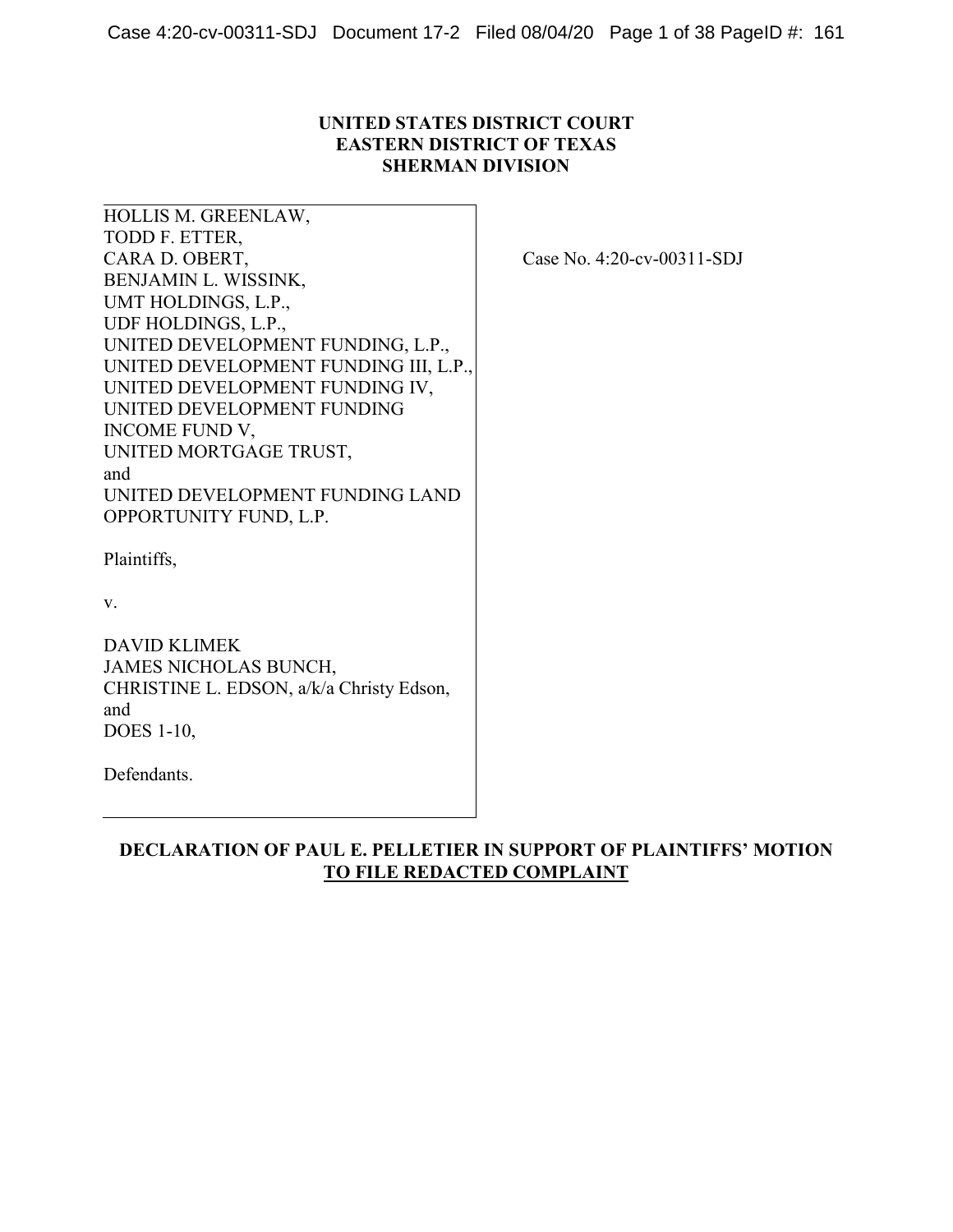**UNITED STATES DISTRICT COURT**
**EASTERN DISTRICT OF TEXAS**
**SHERMAN DIVISION**

HOLLIS M. GREENLAW,
TODD F. ETTER,
CARA D. OBERT,
BENJAMIN L. WISSINK,
UMT HOLDINGS, L.P.,
UDF HOLDINGS, L.P.,
UNITED DEVELOPMENT FUNDING, L.P.,
UNITED DEVELOPMENT FUNDING III, L.P.,
UNITED DEVELOPMENT FUNDING IV,
UNITED DEVELOPMENT FUNDING INCOME FUND V,
UNITED MORTGAGE TRUST,
and
UNITED DEVELOPMENT FUNDING LAND OPPORTUNITY FUND, L.P.

Plaintiffs,

v.

DAVID KLIMEK
JAMES NICHOLAS BUNCH,
CHRISTINE L. EDSON, a/k/a Christy Edson,
and
DOES 1-10,

Defendants.

Case No. 4:20-cv-00311-SDJ

**DECLARATION OF PAUL E. PELLETIER IN SUPPORT OF PLAINTIFFS' MOTION TO FILE REDACTED COMPLAINT**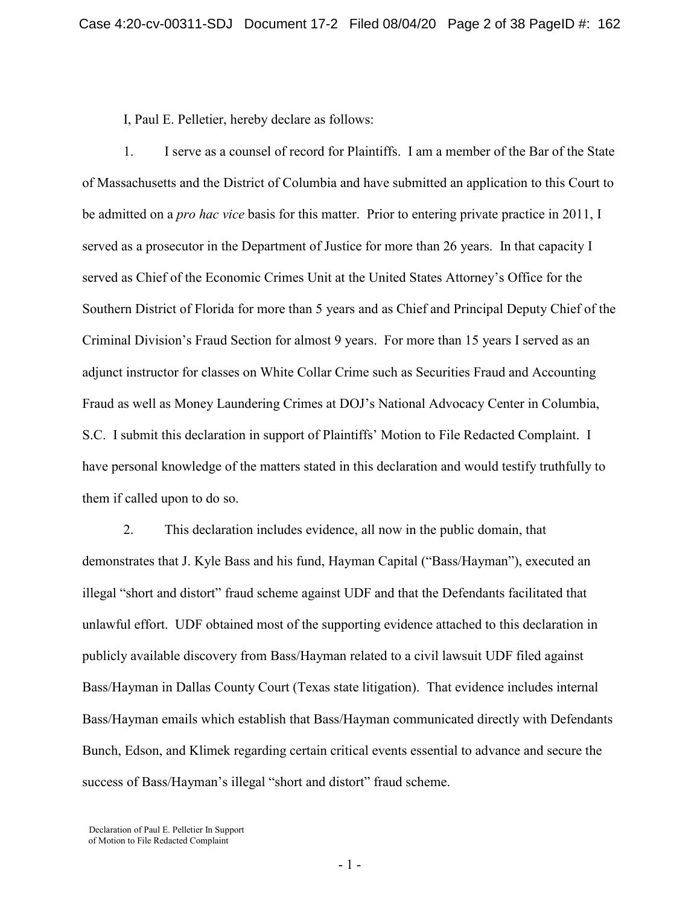I, Paul E. Pelletier, hereby declare as follows:

1. I serve as a counsel of record for Plaintiffs. I am a member of the Bar of the State of Massachusetts and the District of Columbia and have submitted an application to this Court to be admitted on a *pro hac vice* basis for this matter. Prior to entering private practice in 2011, I served as a prosecutor in the Department of Justice for more than 26 years. In that capacity I served as Chief of the Economic Crimes Unit at the United States Attorney's Office for the Southern District of Florida for more than 5 years and as Chief and Principal Deputy Chief of the Criminal Division's Fraud Section for almost 9 years. For more than 15 years I served as an adjunct instructor for classes on White Collar Crime such as Securities Fraud and Accounting Fraud as well as Money Laundering Crimes at DOJ's National Advocacy Center in Columbia, S.C. I submit this declaration in support of Plaintiffs' Motion to File Redacted Complaint. I have personal knowledge of the matters stated in this declaration and would testify truthfully to them if called upon to do so.

2. This declaration includes evidence, all now in the public domain, that demonstrates that J. Kyle Bass and his fund, Hayman Capital ("Bass/Hayman"), executed an illegal "short and distort" fraud scheme against UDF and that the Defendants facilitated that unlawful effort. UDF obtained most of the supporting evidence attached to this declaration in publicly available discovery from Bass/Hayman related to a civil lawsuit UDF filed against Bass/Hayman in Dallas County Court (Texas state litigation). That evidence includes internal Bass/Hayman emails which establish that Bass/Hayman communicated directly with Defendants Bunch, Edson, and Klimek regarding certain critical events essential to advance and secure the success of Bass/Hayman's illegal "short and distort" fraud scheme.

Declaration of Paul E. Pelletier In Support of Motion to File Redacted Complaint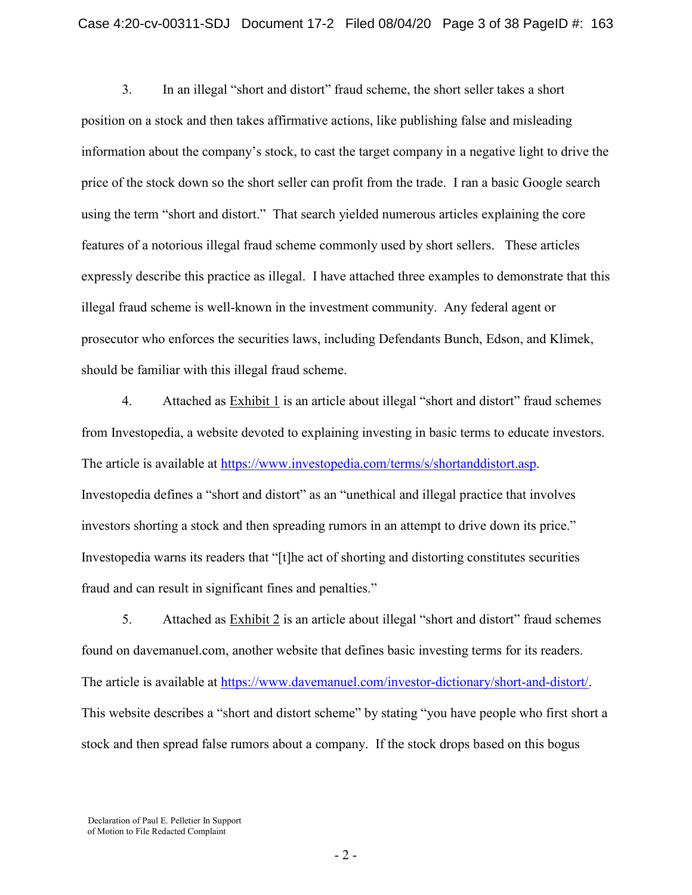3. In an illegal "short and distort" fraud scheme, the short seller takes a short position on a stock and then takes affirmative actions, like publishing false and misleading information about the company's stock, to cast the target company in a negative light to drive the price of the stock down so the short seller can profit from the trade. I ran a basic Google search using the term "short and distort." That search yielded numerous articles explaining the core features of a notorious illegal fraud scheme commonly used by short sellers. These articles expressly describe this practice as illegal. I have attached three examples to demonstrate that this illegal fraud scheme is well-known in the investment community. Any federal agent or prosecutor who enforces the securities laws, including Defendants Bunch, Edson, and Klimek, should be familiar with this illegal fraud scheme.

4. Attached as Exhibit 1 is an article about illegal "short and distort" fraud schemes from Investopedia, a website devoted to explaining investing in basic terms to educate investors. The article is available at https://www.investopedia.com/terms/s/shortanddistort.asp. Investopedia defines a "short and distort" as an "unethical and illegal practice that involves investors shorting a stock and then spreading rumors in an attempt to drive down its price." Investopedia warns its readers that "[t]he act of shorting and distorting constitutes securities fraud and can result in significant fines and penalties."

5. Attached as Exhibit 2 is an article about illegal "short and distort" fraud schemes found on davemanuel.com, another website that defines basic investing terms for its readers. The article is available at https://www.davemanuel.com/investor-dictionary/short-and-distort/. This website describes a "short and distort scheme" by stating "you have people who first short a stock and then spread false rumors about a company. If the stock drops based on this bogus

Declaration of Paul E. Pelletier In Support of Motion to File Redacted Complaint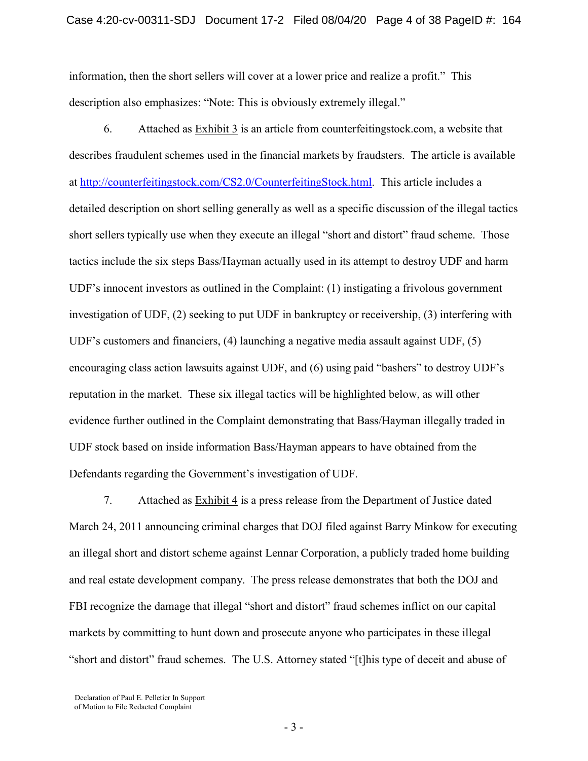information, then the short sellers will cover at a lower price and realize a profit." This description also emphasizes: "Note: This is obviously extremely illegal."

6. Attached as Exhibit 3 is an article from counterfeitingstock.com, a website that describes fraudulent schemes used in the financial markets by fraudsters. The article is available at http://counterfeitingstock.com/CS2.0/CounterfeitingStock.html. This article includes a detailed description on short selling generally as well as a specific discussion of the illegal tactics short sellers typically use when they execute an illegal "short and distort" fraud scheme. Those tactics include the six steps Bass/Hayman actually used in its attempt to destroy UDF and harm UDF's innocent investors as outlined in the Complaint: (1) instigating a frivolous government investigation of UDF, (2) seeking to put UDF in bankruptcy or receivership, (3) interfering with UDF's customers and financiers, (4) launching a negative media assault against UDF, (5) encouraging class action lawsuits against UDF, and (6) using paid "bashers" to destroy UDF's reputation in the market. These six illegal tactics will be highlighted below, as will other evidence further outlined in the Complaint demonstrating that Bass/Hayman illegally traded in UDF stock based on inside information Bass/Hayman appears to have obtained from the Defendants regarding the Government's investigation of UDF.

7. Attached as Exhibit 4 is a press release from the Department of Justice dated March 24, 2011 announcing criminal charges that DOJ filed against Barry Minkow for executing an illegal short and distort scheme against Lennar Corporation, a publicly traded home building and real estate development company. The press release demonstrates that both the DOJ and FBI recognize the damage that illegal "short and distort" fraud schemes inflict on our capital markets by committing to hunt down and prosecute anyone who participates in these illegal "short and distort" fraud schemes. The U.S. Attorney stated "[t]his type of deceit and abuse of

Declaration of Paul E. Pelletier In Support
of Motion to File Redacted Complaint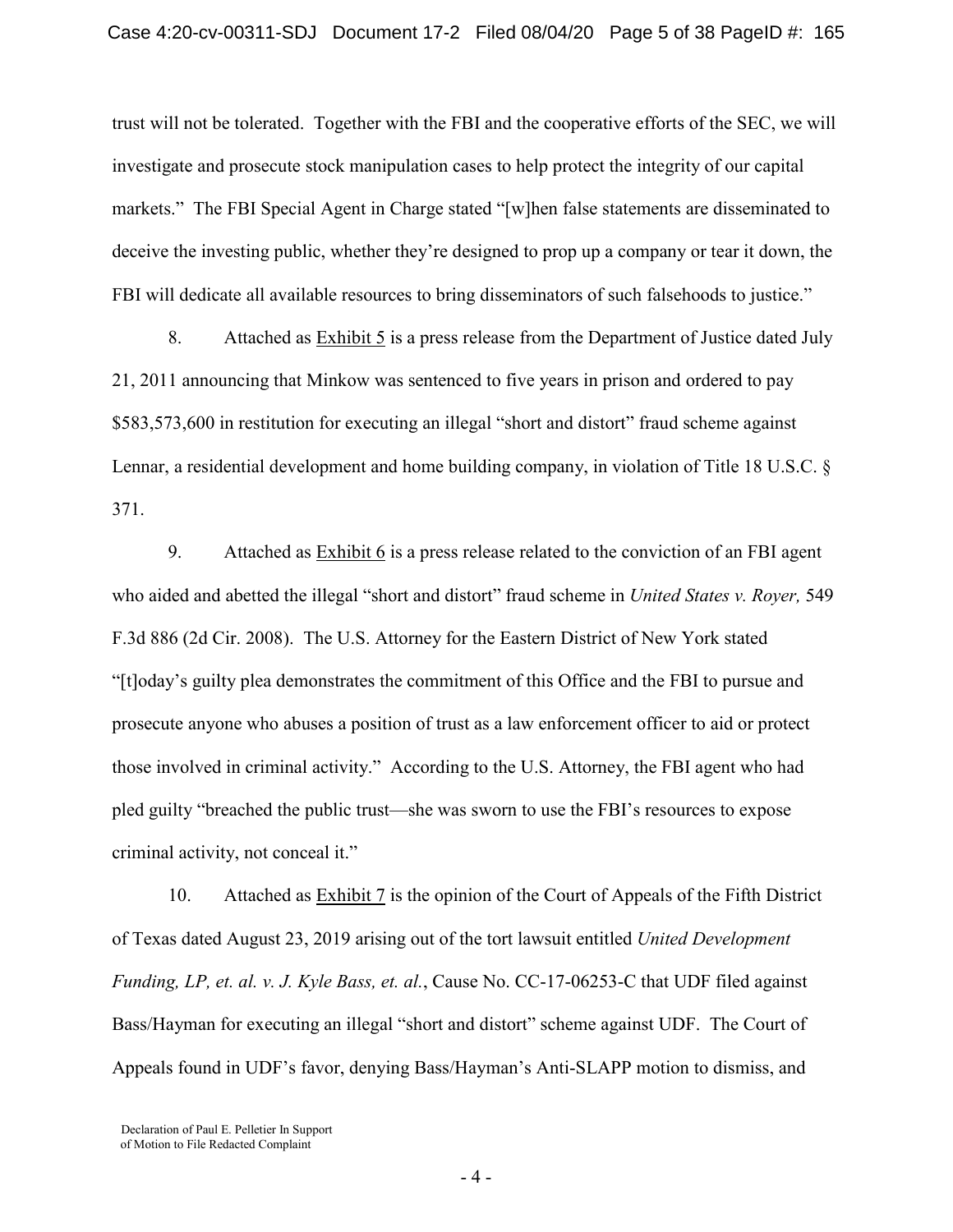trust will not be tolerated. Together with the FBI and the cooperative efforts of the SEC, we will investigate and prosecute stock manipulation cases to help protect the integrity of our capital markets." The FBI Special Agent in Charge stated "[w]hen false statements are disseminated to deceive the investing public, whether they're designed to prop up a company or tear it down, the FBI will dedicate all available resources to bring disseminators of such falsehoods to justice."

8. Attached as Exhibit 5 is a press release from the Department of Justice dated July 21, 2011 announcing that Minkow was sentenced to five years in prison and ordered to pay $583,573,600 in restitution for executing an illegal "short and distort" fraud scheme against Lennar, a residential development and home building company, in violation of Title 18 U.S.C. § 371.

9. Attached as Exhibit 6 is a press release related to the conviction of an FBI agent who aided and abetted the illegal "short and distort" fraud scheme in *United States v. Royer,* 549 F.3d 886 (2d Cir. 2008). The U.S. Attorney for the Eastern District of New York stated "[t]oday's guilty plea demonstrates the commitment of this Office and the FBI to pursue and prosecute anyone who abuses a position of trust as a law enforcement officer to aid or protect those involved in criminal activity." According to the U.S. Attorney, the FBI agent who had pled guilty "breached the public trust—she was sworn to use the FBI's resources to expose criminal activity, not conceal it."

10. Attached as Exhibit 7 is the opinion of the Court of Appeals of the Fifth District of Texas dated August 23, 2019 arising out of the tort lawsuit entitled *United Development Funding, LP, et. al. v. J. Kyle Bass, et. al.*, Cause No. CC-17-06253-C that UDF filed against Bass/Hayman for executing an illegal "short and distort" scheme against UDF. The Court of Appeals found in UDF's favor, denying Bass/Hayman's Anti-SLAPP motion to dismiss, and

Declaration of Paul E. Pelletier In Support of Motion to File Redacted Complaint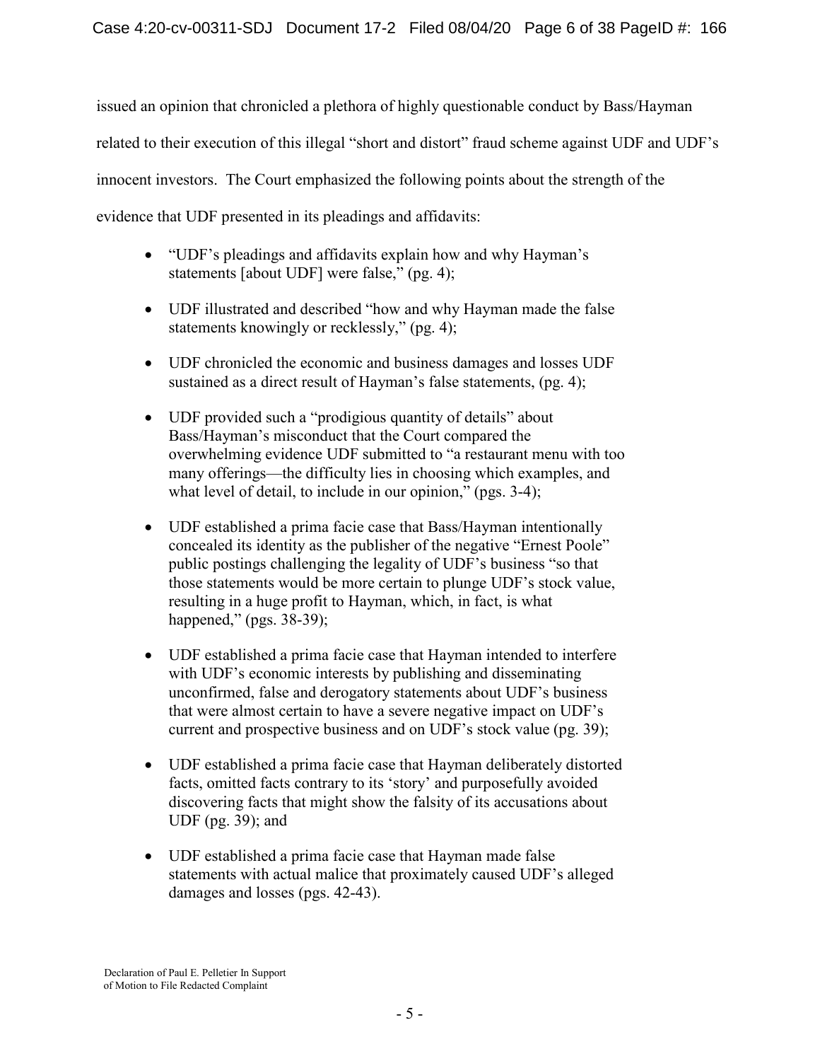issued an opinion that chronicled a plethora of highly questionable conduct by Bass/Hayman related to their execution of this illegal "short and distort" fraud scheme against UDF and UDF's innocent investors. The Court emphasized the following points about the strength of the evidence that UDF presented in its pleadings and affidavits:

- "UDF's pleadings and affidavits explain how and why Hayman's statements [about UDF] were false," (pg. 4);
- UDF illustrated and described "how and why Hayman made the false statements knowingly or recklessly," (pg. 4);
- UDF chronicled the economic and business damages and losses UDF sustained as a direct result of Hayman's false statements, (pg. 4);
- UDF provided such a "prodigious quantity of details" about Bass/Hayman's misconduct that the Court compared the overwhelming evidence UDF submitted to "a restaurant menu with too many offerings—the difficulty lies in choosing which examples, and what level of detail, to include in our opinion," (pgs. 3-4);
- UDF established a prima facie case that Bass/Hayman intentionally concealed its identity as the publisher of the negative "Ernest Poole" public postings challenging the legality of UDF's business "so that those statements would be more certain to plunge UDF's stock value, resulting in a huge profit to Hayman, which, in fact, is what happened," (pgs. 38-39);
- UDF established a prima facie case that Hayman intended to interfere with UDF's economic interests by publishing and disseminating unconfirmed, false and derogatory statements about UDF's business that were almost certain to have a severe negative impact on UDF's current and prospective business and on UDF's stock value (pg. 39);
- UDF established a prima facie case that Hayman deliberately distorted facts, omitted facts contrary to its 'story' and purposefully avoided discovering facts that might show the falsity of its accusations about UDF (pg. 39); and
- UDF established a prima facie case that Hayman made false statements with actual malice that proximately caused UDF's alleged damages and losses (pgs. 42-43).

Declaration of Paul E. Pelletier In Support of Motion to File Redacted Complaint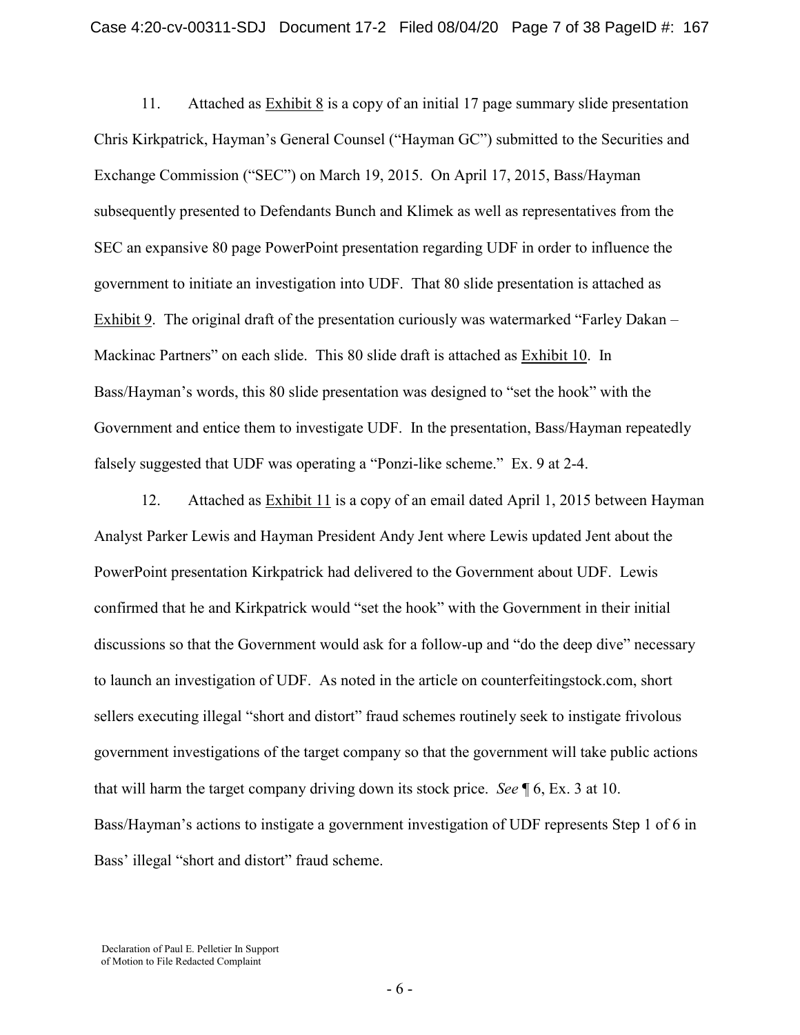11. Attached as Exhibit 8 is a copy of an initial 17 page summary slide presentation Chris Kirkpatrick, Hayman's General Counsel ("Hayman GC") submitted to the Securities and Exchange Commission ("SEC") on March 19, 2015. On April 17, 2015, Bass/Hayman subsequently presented to Defendants Bunch and Klimek as well as representatives from the SEC an expansive 80 page PowerPoint presentation regarding UDF in order to influence the government to initiate an investigation into UDF. That 80 slide presentation is attached as Exhibit 9. The original draft of the presentation curiously was watermarked "Farley Dakan – Mackinac Partners" on each slide. This 80 slide draft is attached as Exhibit 10. In Bass/Hayman's words, this 80 slide presentation was designed to "set the hook" with the Government and entice them to investigate UDF. In the presentation, Bass/Hayman repeatedly falsely suggested that UDF was operating a "Ponzi-like scheme." Ex. 9 at 2-4.

12. Attached as Exhibit 11 is a copy of an email dated April 1, 2015 between Hayman Analyst Parker Lewis and Hayman President Andy Jent where Lewis updated Jent about the PowerPoint presentation Kirkpatrick had delivered to the Government about UDF. Lewis confirmed that he and Kirkpatrick would "set the hook" with the Government in their initial discussions so that the Government would ask for a follow-up and "do the deep dive" necessary to launch an investigation of UDF. As noted in the article on counterfeitingstock.com, short sellers executing illegal "short and distort" fraud schemes routinely seek to instigate frivolous government investigations of the target company so that the government will take public actions that will harm the target company driving down its stock price. *See* ¶ 6, Ex. 3 at 10. Bass/Hayman's actions to instigate a government investigation of UDF represents Step 1 of 6 in Bass' illegal "short and distort" fraud scheme.

Declaration of Paul E. Pelletier In Support of Motion to File Redacted Complaint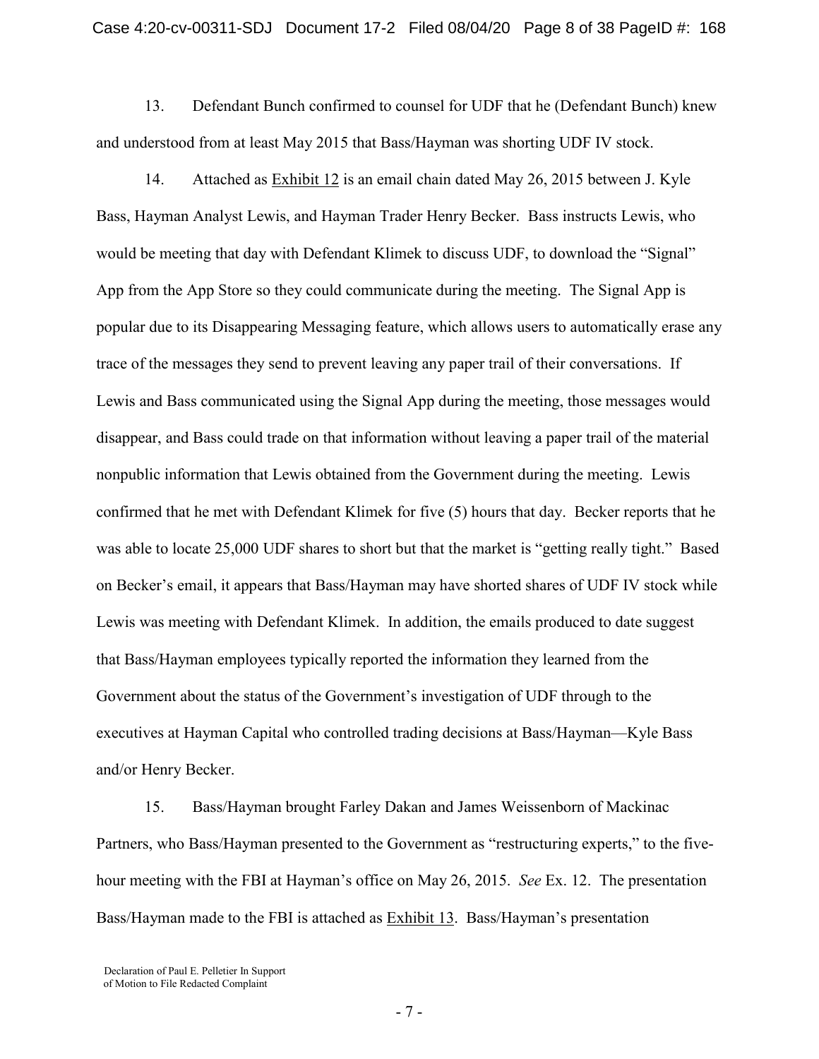13. Defendant Bunch confirmed to counsel for UDF that he (Defendant Bunch) knew and understood from at least May 2015 that Bass/Hayman was shorting UDF IV stock.

14. Attached as Exhibit 12 is an email chain dated May 26, 2015 between J. Kyle Bass, Hayman Analyst Lewis, and Hayman Trader Henry Becker. Bass instructs Lewis, who would be meeting that day with Defendant Klimek to discuss UDF, to download the "Signal" App from the App Store so they could communicate during the meeting. The Signal App is popular due to its Disappearing Messaging feature, which allows users to automatically erase any trace of the messages they send to prevent leaving any paper trail of their conversations. If Lewis and Bass communicated using the Signal App during the meeting, those messages would disappear, and Bass could trade on that information without leaving a paper trail of the material nonpublic information that Lewis obtained from the Government during the meeting. Lewis confirmed that he met with Defendant Klimek for five (5) hours that day. Becker reports that he was able to locate 25,000 UDF shares to short but that the market is "getting really tight." Based on Becker's email, it appears that Bass/Hayman may have shorted shares of UDF IV stock while Lewis was meeting with Defendant Klimek. In addition, the emails produced to date suggest that Bass/Hayman employees typically reported the information they learned from the Government about the status of the Government's investigation of UDF through to the executives at Hayman Capital who controlled trading decisions at Bass/Hayman—Kyle Bass and/or Henry Becker.

15. Bass/Hayman brought Farley Dakan and James Weissenborn of Mackinac Partners, who Bass/Hayman presented to the Government as "restructuring experts," to the five-hour meeting with the FBI at Hayman's office on May 26, 2015. *See* Ex. 12. The presentation Bass/Hayman made to the FBI is attached as Exhibit 13. Bass/Hayman's presentation

Declaration of Paul E. Pelletier In Support of Motion to File Redacted Complaint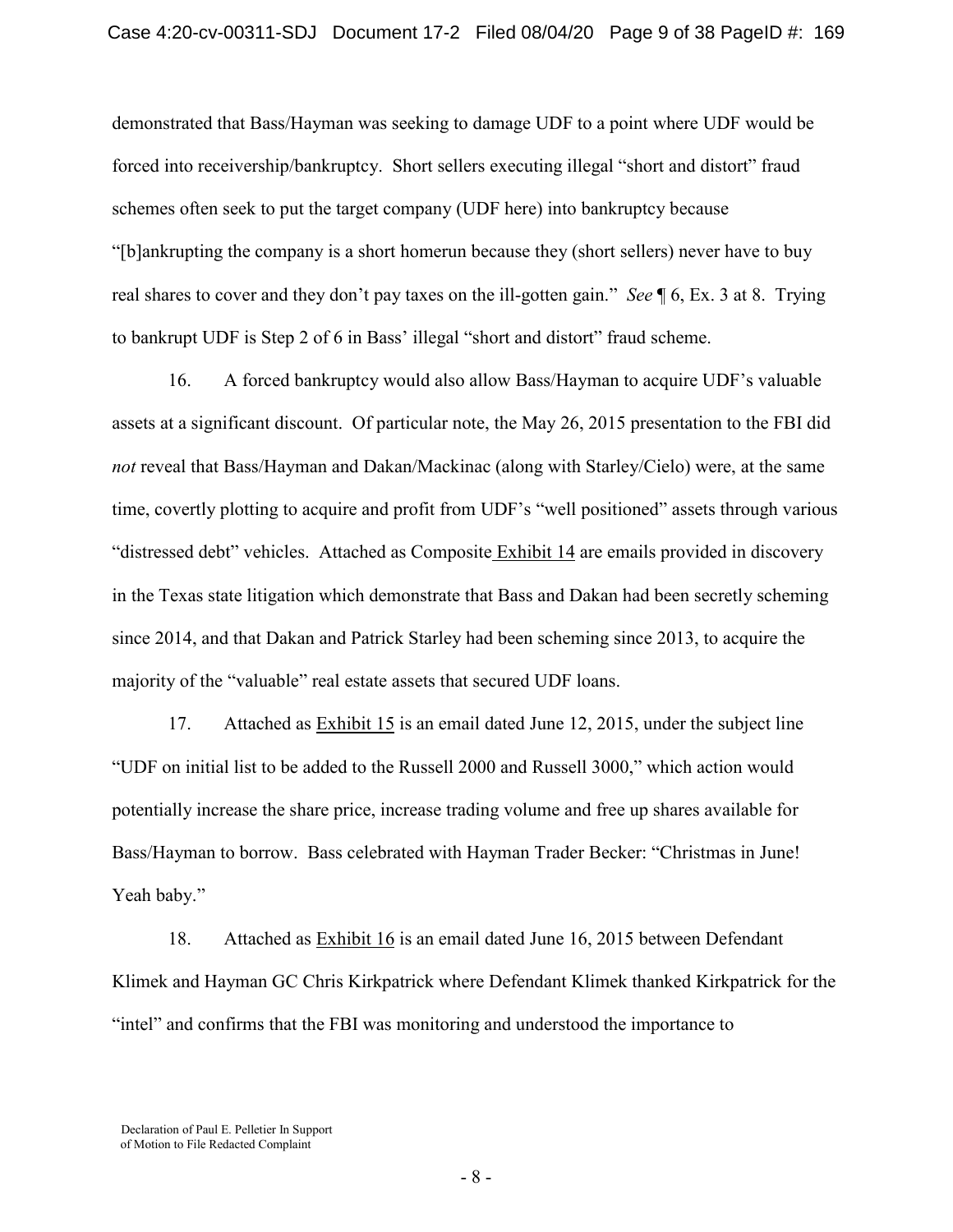demonstrated that Bass/Hayman was seeking to damage UDF to a point where UDF would be forced into receivership/bankruptcy. Short sellers executing illegal "short and distort" fraud schemes often seek to put the target company (UDF here) into bankruptcy because "[b]ankrupting the company is a short homerun because they (short sellers) never have to buy real shares to cover and they don't pay taxes on the ill-gotten gain." *See* ¶ 6, Ex. 3 at 8. Trying to bankrupt UDF is Step 2 of 6 in Bass' illegal "short and distort" fraud scheme.

16. A forced bankruptcy would also allow Bass/Hayman to acquire UDF's valuable assets at a significant discount. Of particular note, the May 26, 2015 presentation to the FBI did *not* reveal that Bass/Hayman and Dakan/Mackinac (along with Starley/Cielo) were, at the same time, covertly plotting to acquire and profit from UDF's "well positioned" assets through various "distressed debt" vehicles. Attached as Composite Exhibit 14 are emails provided in discovery in the Texas state litigation which demonstrate that Bass and Dakan had been secretly scheming since 2014, and that Dakan and Patrick Starley had been scheming since 2013, to acquire the majority of the "valuable" real estate assets that secured UDF loans.

17. Attached as Exhibit 15 is an email dated June 12, 2015, under the subject line "UDF on initial list to be added to the Russell 2000 and Russell 3000," which action would potentially increase the share price, increase trading volume and free up shares available for Bass/Hayman to borrow. Bass celebrated with Hayman Trader Becker: "Christmas in June! Yeah baby."

18. Attached as Exhibit 16 is an email dated June 16, 2015 between Defendant Klimek and Hayman GC Chris Kirkpatrick where Defendant Klimek thanked Kirkpatrick for the "intel" and confirms that the FBI was monitoring and understood the importance to

Declaration of Paul E. Pelletier In Support of Motion to File Redacted Complaint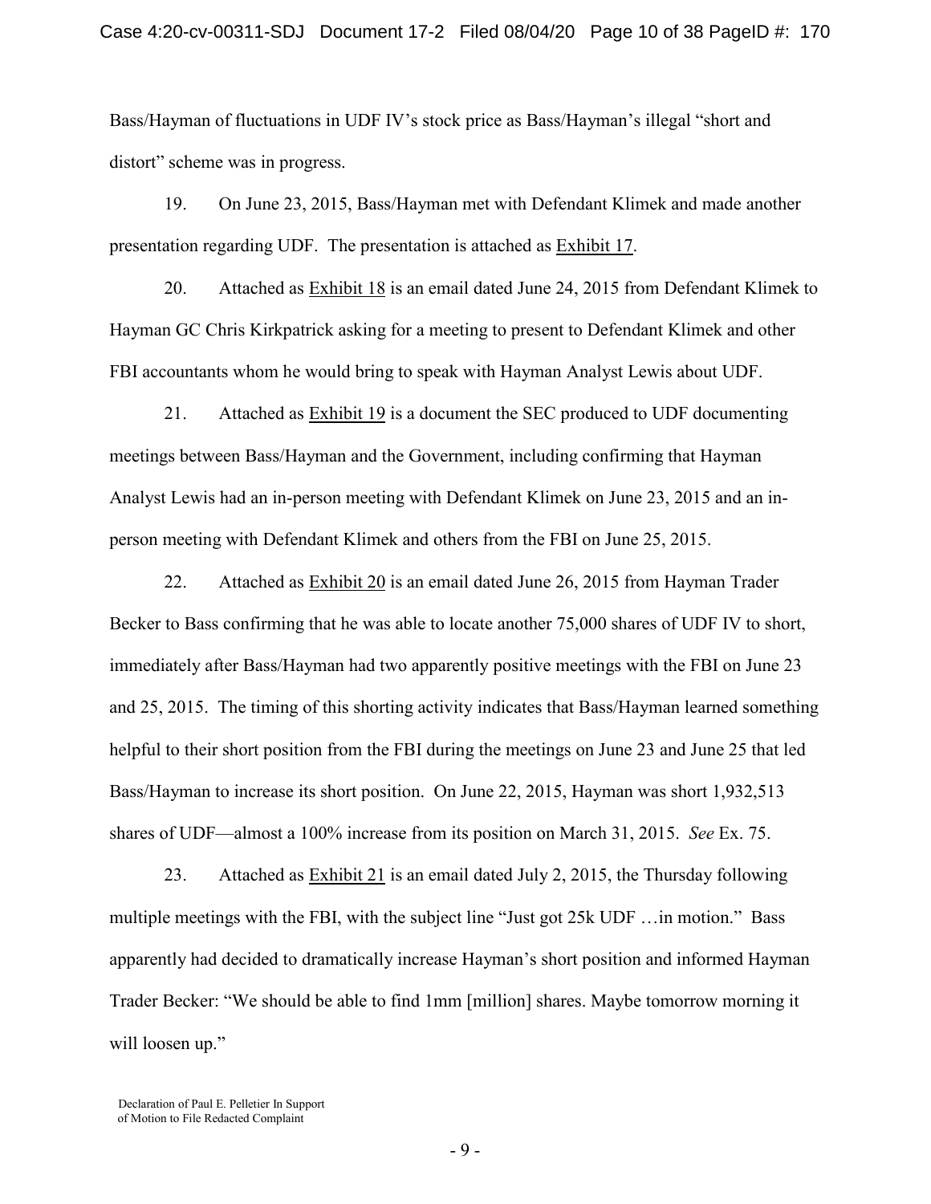Bass/Hayman of fluctuations in UDF IV's stock price as Bass/Hayman's illegal "short and distort" scheme was in progress.

19. On June 23, 2015, Bass/Hayman met with Defendant Klimek and made another presentation regarding UDF. The presentation is attached as Exhibit 17.

20. Attached as Exhibit 18 is an email dated June 24, 2015 from Defendant Klimek to Hayman GC Chris Kirkpatrick asking for a meeting to present to Defendant Klimek and other FBI accountants whom he would bring to speak with Hayman Analyst Lewis about UDF.

21. Attached as Exhibit 19 is a document the SEC produced to UDF documenting meetings between Bass/Hayman and the Government, including confirming that Hayman Analyst Lewis had an in-person meeting with Defendant Klimek on June 23, 2015 and an in-person meeting with Defendant Klimek and others from the FBI on June 25, 2015.

22. Attached as Exhibit 20 is an email dated June 26, 2015 from Hayman Trader Becker to Bass confirming that he was able to locate another 75,000 shares of UDF IV to short, immediately after Bass/Hayman had two apparently positive meetings with the FBI on June 23 and 25, 2015. The timing of this shorting activity indicates that Bass/Hayman learned something helpful to their short position from the FBI during the meetings on June 23 and June 25 that led Bass/Hayman to increase its short position. On June 22, 2015, Hayman was short 1,932,513 shares of UDF—almost a 100% increase from its position on March 31, 2015. *See* Ex. 75.

23. Attached as Exhibit 21 is an email dated July 2, 2015, the Thursday following multiple meetings with the FBI, with the subject line "Just got 25k UDF …in motion." Bass apparently had decided to dramatically increase Hayman's short position and informed Hayman Trader Becker: "We should be able to find 1mm [million] shares. Maybe tomorrow morning it will loosen up."

Declaration of Paul E. Pelletier In Support of Motion to File Redacted Complaint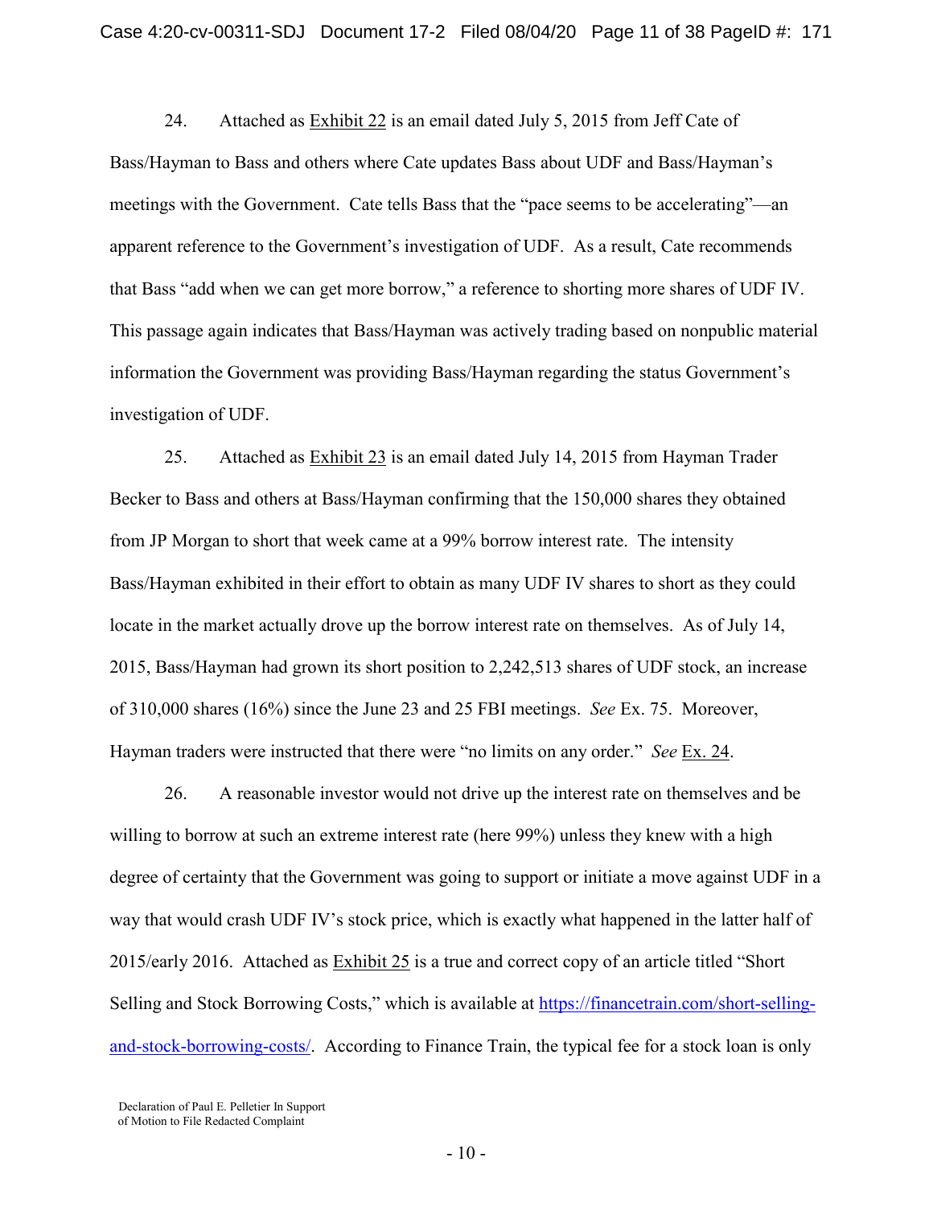24. Attached as Exhibit 22 is an email dated July 5, 2015 from Jeff Cate of Bass/Hayman to Bass and others where Cate updates Bass about UDF and Bass/Hayman's meetings with the Government. Cate tells Bass that the "pace seems to be accelerating"—an apparent reference to the Government's investigation of UDF. As a result, Cate recommends that Bass "add when we can get more borrow," a reference to shorting more shares of UDF IV. This passage again indicates that Bass/Hayman was actively trading based on nonpublic material information the Government was providing Bass/Hayman regarding the status Government's investigation of UDF.

25. Attached as Exhibit 23 is an email dated July 14, 2015 from Hayman Trader Becker to Bass and others at Bass/Hayman confirming that the 150,000 shares they obtained from JP Morgan to short that week came at a 99% borrow interest rate. The intensity Bass/Hayman exhibited in their effort to obtain as many UDF IV shares to short as they could locate in the market actually drove up the borrow interest rate on themselves. As of July 14, 2015, Bass/Hayman had grown its short position to 2,242,513 shares of UDF stock, an increase of 310,000 shares (16%) since the June 23 and 25 FBI meetings. *See* Ex. 75. Moreover, Hayman traders were instructed that there were "no limits on any order." *See* Ex. 24.

26. A reasonable investor would not drive up the interest rate on themselves and be willing to borrow at such an extreme interest rate (here 99%) unless they knew with a high degree of certainty that the Government was going to support or initiate a move against UDF in a way that would crash UDF IV's stock price, which is exactly what happened in the latter half of 2015/early 2016. Attached as Exhibit 25 is a true and correct copy of an article titled "Short Selling and Stock Borrowing Costs," which is available at https://financetrain.com/short-selling-and-stock-borrowing-costs/. According to Finance Train, the typical fee for a stock loan is only

Declaration of Paul E. Pelletier In Support of Motion to File Redacted Complaint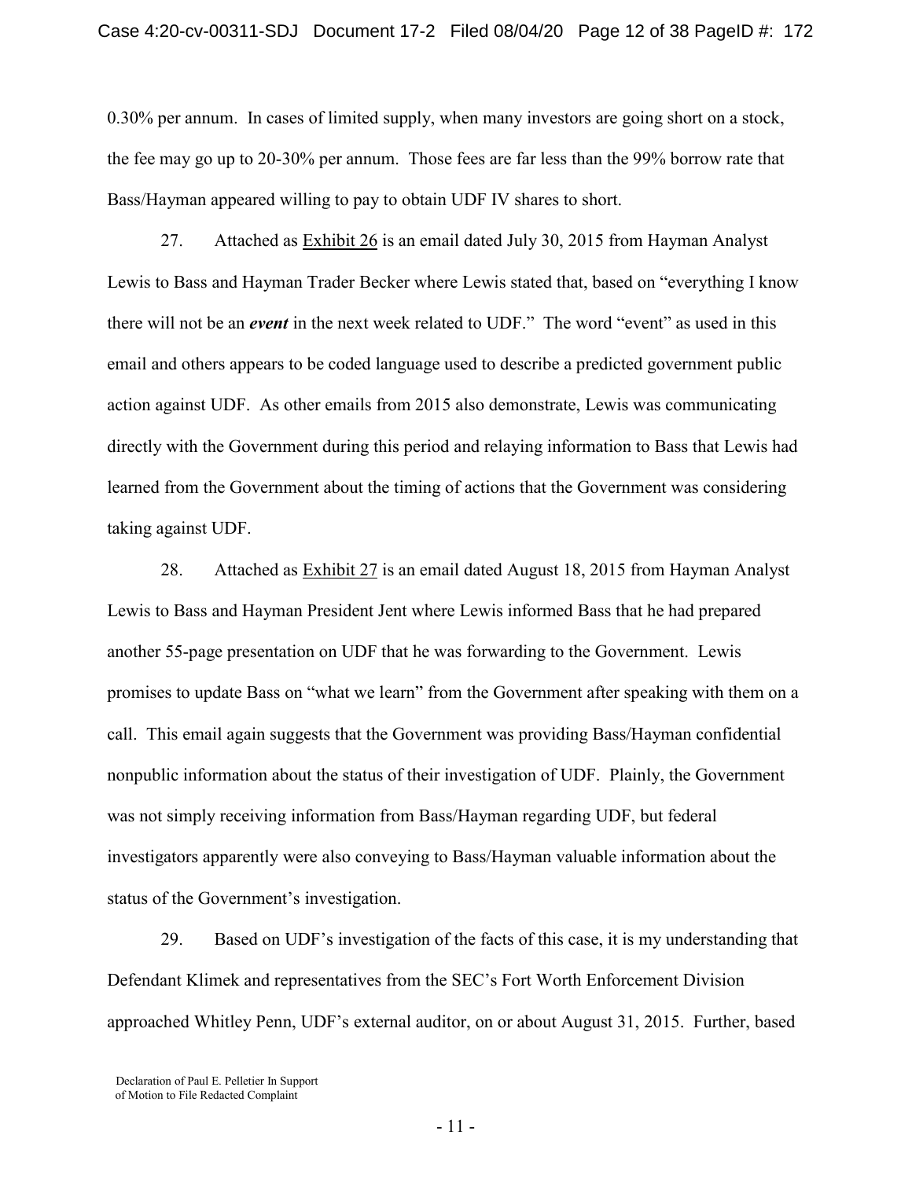0.30% per annum. In cases of limited supply, when many investors are going short on a stock, the fee may go up to 20-30% per annum. Those fees are far less than the 99% borrow rate that Bass/Hayman appeared willing to pay to obtain UDF IV shares to short.

27. Attached as Exhibit 26 is an email dated July 30, 2015 from Hayman Analyst Lewis to Bass and Hayman Trader Becker where Lewis stated that, based on "everything I know there will not be an ***event*** in the next week related to UDF." The word "event" as used in this email and others appears to be coded language used to describe a predicted government public action against UDF. As other emails from 2015 also demonstrate, Lewis was communicating directly with the Government during this period and relaying information to Bass that Lewis had learned from the Government about the timing of actions that the Government was considering taking against UDF.

28. Attached as Exhibit 27 is an email dated August 18, 2015 from Hayman Analyst Lewis to Bass and Hayman President Jent where Lewis informed Bass that he had prepared another 55-page presentation on UDF that he was forwarding to the Government. Lewis promises to update Bass on "what we learn" from the Government after speaking with them on a call. This email again suggests that the Government was providing Bass/Hayman confidential nonpublic information about the status of their investigation of UDF. Plainly, the Government was not simply receiving information from Bass/Hayman regarding UDF, but federal investigators apparently were also conveying to Bass/Hayman valuable information about the status of the Government's investigation.

29. Based on UDF's investigation of the facts of this case, it is my understanding that Defendant Klimek and representatives from the SEC's Fort Worth Enforcement Division approached Whitley Penn, UDF's external auditor, on or about August 31, 2015. Further, based

Declaration of Paul E. Pelletier In Support of Motion to File Redacted Complaint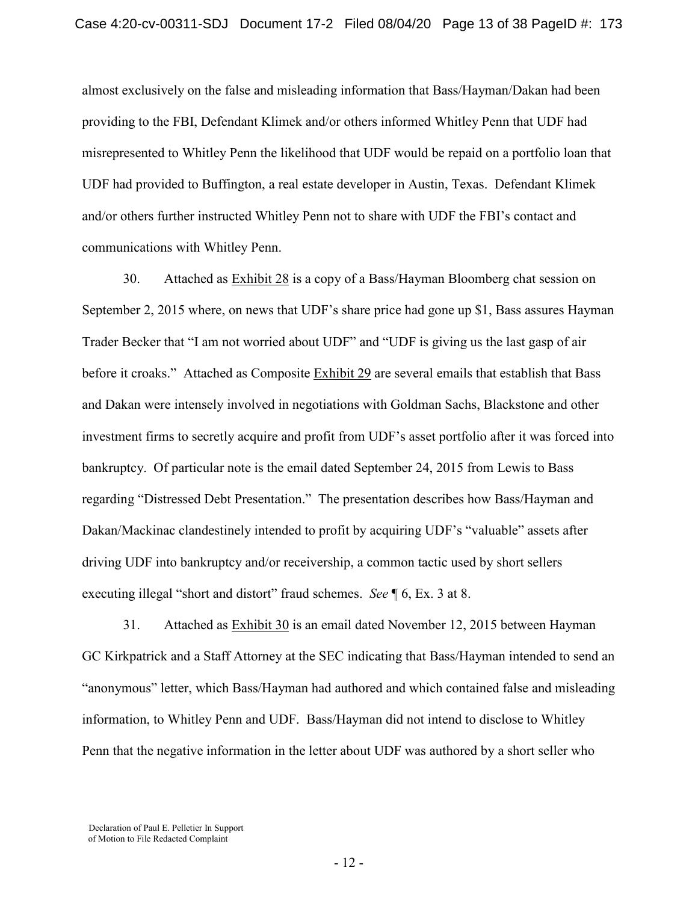almost exclusively on the false and misleading information that Bass/Hayman/Dakan had been providing to the FBI, Defendant Klimek and/or others informed Whitley Penn that UDF had misrepresented to Whitley Penn the likelihood that UDF would be repaid on a portfolio loan that UDF had provided to Buffington, a real estate developer in Austin, Texas. Defendant Klimek and/or others further instructed Whitley Penn not to share with UDF the FBI's contact and communications with Whitley Penn.

30. Attached as Exhibit 28 is a copy of a Bass/Hayman Bloomberg chat session on September 2, 2015 where, on news that UDF's share price had gone up $1, Bass assures Hayman Trader Becker that "I am not worried about UDF" and "UDF is giving us the last gasp of air before it croaks." Attached as Composite Exhibit 29 are several emails that establish that Bass and Dakan were intensely involved in negotiations with Goldman Sachs, Blackstone and other investment firms to secretly acquire and profit from UDF's asset portfolio after it was forced into bankruptcy. Of particular note is the email dated September 24, 2015 from Lewis to Bass regarding "Distressed Debt Presentation." The presentation describes how Bass/Hayman and Dakan/Mackinac clandestinely intended to profit by acquiring UDF's "valuable" assets after driving UDF into bankruptcy and/or receivership, a common tactic used by short sellers executing illegal "short and distort" fraud schemes. *See* ¶ 6, Ex. 3 at 8.

31. Attached as Exhibit 30 is an email dated November 12, 2015 between Hayman GC Kirkpatrick and a Staff Attorney at the SEC indicating that Bass/Hayman intended to send an "anonymous" letter, which Bass/Hayman had authored and which contained false and misleading information, to Whitley Penn and UDF. Bass/Hayman did not intend to disclose to Whitley Penn that the negative information in the letter about UDF was authored by a short seller who

Declaration of Paul E. Pelletier In Support of Motion to File Redacted Complaint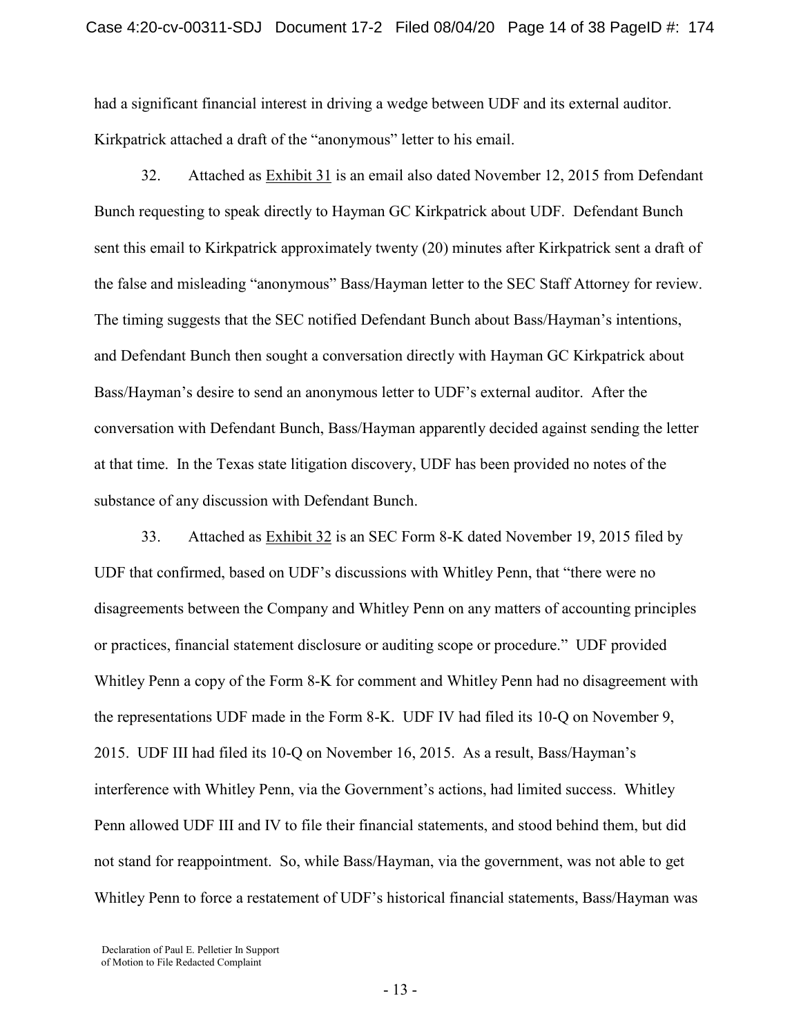had a significant financial interest in driving a wedge between UDF and its external auditor. Kirkpatrick attached a draft of the "anonymous" letter to his email.

32. Attached as Exhibit 31 is an email also dated November 12, 2015 from Defendant Bunch requesting to speak directly to Hayman GC Kirkpatrick about UDF. Defendant Bunch sent this email to Kirkpatrick approximately twenty (20) minutes after Kirkpatrick sent a draft of the false and misleading "anonymous" Bass/Hayman letter to the SEC Staff Attorney for review. The timing suggests that the SEC notified Defendant Bunch about Bass/Hayman's intentions, and Defendant Bunch then sought a conversation directly with Hayman GC Kirkpatrick about Bass/Hayman's desire to send an anonymous letter to UDF's external auditor. After the conversation with Defendant Bunch, Bass/Hayman apparently decided against sending the letter at that time. In the Texas state litigation discovery, UDF has been provided no notes of the substance of any discussion with Defendant Bunch.

33. Attached as Exhibit 32 is an SEC Form 8-K dated November 19, 2015 filed by UDF that confirmed, based on UDF's discussions with Whitley Penn, that "there were no disagreements between the Company and Whitley Penn on any matters of accounting principles or practices, financial statement disclosure or auditing scope or procedure." UDF provided Whitley Penn a copy of the Form 8-K for comment and Whitley Penn had no disagreement with the representations UDF made in the Form 8-K. UDF IV had filed its 10-Q on November 9, 2015. UDF III had filed its 10-Q on November 16, 2015. As a result, Bass/Hayman's interference with Whitley Penn, via the Government's actions, had limited success. Whitley Penn allowed UDF III and IV to file their financial statements, and stood behind them, but did not stand for reappointment. So, while Bass/Hayman, via the government, was not able to get Whitley Penn to force a restatement of UDF's historical financial statements, Bass/Hayman was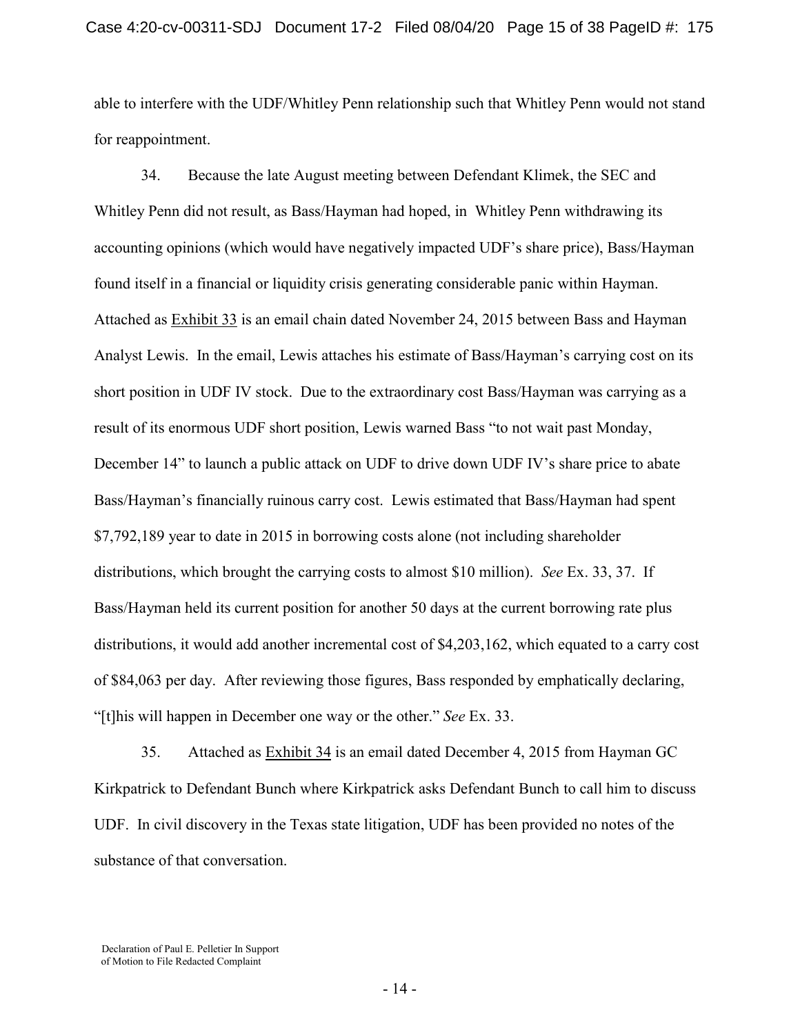able to interfere with the UDF/Whitley Penn relationship such that Whitley Penn would not stand for reappointment.

34. Because the late August meeting between Defendant Klimek, the SEC and Whitley Penn did not result, as Bass/Hayman had hoped, in Whitley Penn withdrawing its accounting opinions (which would have negatively impacted UDF's share price), Bass/Hayman found itself in a financial or liquidity crisis generating considerable panic within Hayman. Attached as Exhibit 33 is an email chain dated November 24, 2015 between Bass and Hayman Analyst Lewis. In the email, Lewis attaches his estimate of Bass/Hayman's carrying cost on its short position in UDF IV stock. Due to the extraordinary cost Bass/Hayman was carrying as a result of its enormous UDF short position, Lewis warned Bass "to not wait past Monday, December 14" to launch a public attack on UDF to drive down UDF IV's share price to abate Bass/Hayman's financially ruinous carry cost. Lewis estimated that Bass/Hayman had spent $7,792,189 year to date in 2015 in borrowing costs alone (not including shareholder distributions, which brought the carrying costs to almost $10 million). *See* Ex. 33, 37. If Bass/Hayman held its current position for another 50 days at the current borrowing rate plus distributions, it would add another incremental cost of $4,203,162, which equated to a carry cost of $84,063 per day. After reviewing those figures, Bass responded by emphatically declaring, "[t]his will happen in December one way or the other." *See* Ex. 33.

35. Attached as Exhibit 34 is an email dated December 4, 2015 from Hayman GC Kirkpatrick to Defendant Bunch where Kirkpatrick asks Defendant Bunch to call him to discuss UDF. In civil discovery in the Texas state litigation, UDF has been provided no notes of the substance of that conversation.

Declaration of Paul E. Pelletier In Support of Motion to File Redacted Complaint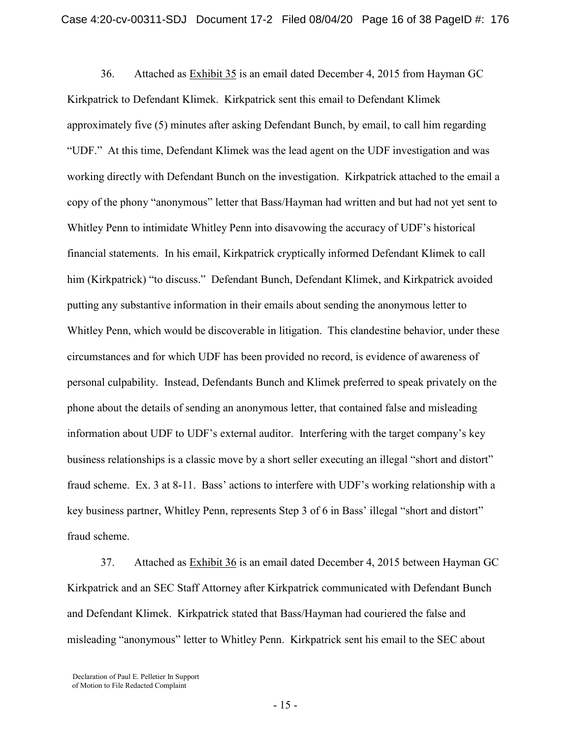36. Attached as Exhibit 35 is an email dated December 4, 2015 from Hayman GC Kirkpatrick to Defendant Klimek. Kirkpatrick sent this email to Defendant Klimek approximately five (5) minutes after asking Defendant Bunch, by email, to call him regarding "UDF." At this time, Defendant Klimek was the lead agent on the UDF investigation and was working directly with Defendant Bunch on the investigation. Kirkpatrick attached to the email a copy of the phony "anonymous" letter that Bass/Hayman had written and but had not yet sent to Whitley Penn to intimidate Whitley Penn into disavowing the accuracy of UDF's historical financial statements. In his email, Kirkpatrick cryptically informed Defendant Klimek to call him (Kirkpatrick) "to discuss." Defendant Bunch, Defendant Klimek, and Kirkpatrick avoided putting any substantive information in their emails about sending the anonymous letter to Whitley Penn, which would be discoverable in litigation. This clandestine behavior, under these circumstances and for which UDF has been provided no record, is evidence of awareness of personal culpability. Instead, Defendants Bunch and Klimek preferred to speak privately on the phone about the details of sending an anonymous letter, that contained false and misleading information about UDF to UDF's external auditor. Interfering with the target company's key business relationships is a classic move by a short seller executing an illegal "short and distort" fraud scheme. Ex. 3 at 8-11. Bass' actions to interfere with UDF's working relationship with a key business partner, Whitley Penn, represents Step 3 of 6 in Bass' illegal "short and distort" fraud scheme.

37. Attached as Exhibit 36 is an email dated December 4, 2015 between Hayman GC Kirkpatrick and an SEC Staff Attorney after Kirkpatrick communicated with Defendant Bunch and Defendant Klimek. Kirkpatrick stated that Bass/Hayman had couriered the false and misleading "anonymous" letter to Whitley Penn. Kirkpatrick sent his email to the SEC about

Declaration of Paul E. Pelletier In Support of Motion to File Redacted Complaint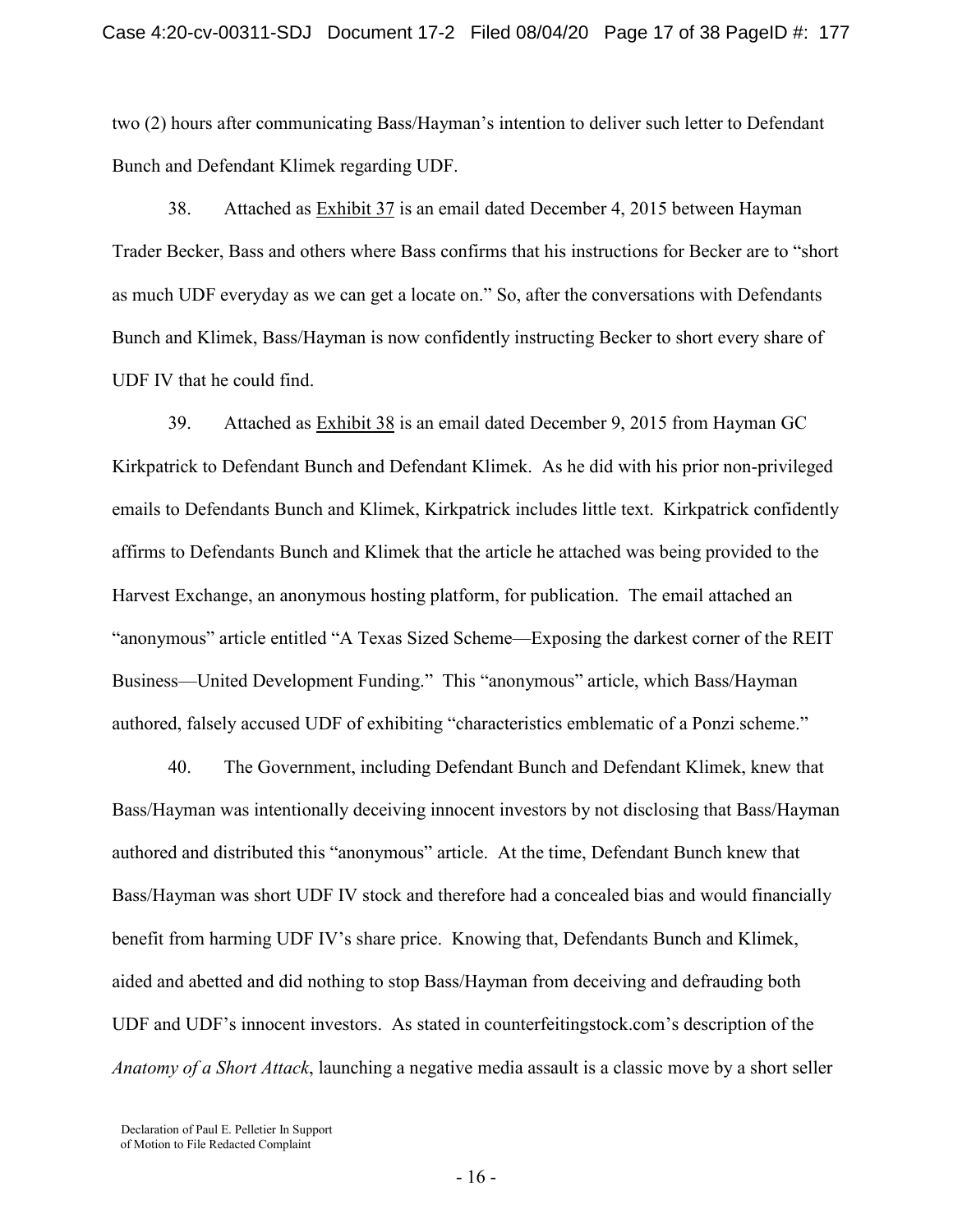two (2) hours after communicating Bass/Hayman's intention to deliver such letter to Defendant Bunch and Defendant Klimek regarding UDF.

38. Attached as Exhibit 37 is an email dated December 4, 2015 between Hayman Trader Becker, Bass and others where Bass confirms that his instructions for Becker are to "short as much UDF everyday as we can get a locate on." So, after the conversations with Defendants Bunch and Klimek, Bass/Hayman is now confidently instructing Becker to short every share of UDF IV that he could find.

39. Attached as Exhibit 38 is an email dated December 9, 2015 from Hayman GC Kirkpatrick to Defendant Bunch and Defendant Klimek. As he did with his prior non-privileged emails to Defendants Bunch and Klimek, Kirkpatrick includes little text. Kirkpatrick confidently affirms to Defendants Bunch and Klimek that the article he attached was being provided to the Harvest Exchange, an anonymous hosting platform, for publication. The email attached an "anonymous" article entitled "A Texas Sized Scheme—Exposing the darkest corner of the REIT Business—United Development Funding." This "anonymous" article, which Bass/Hayman authored, falsely accused UDF of exhibiting "characteristics emblematic of a Ponzi scheme."

40. The Government, including Defendant Bunch and Defendant Klimek, knew that Bass/Hayman was intentionally deceiving innocent investors by not disclosing that Bass/Hayman authored and distributed this "anonymous" article. At the time, Defendant Bunch knew that Bass/Hayman was short UDF IV stock and therefore had a concealed bias and would financially benefit from harming UDF IV's share price. Knowing that, Defendants Bunch and Klimek, aided and abetted and did nothing to stop Bass/Hayman from deceiving and defrauding both UDF and UDF's innocent investors. As stated in counterfeitingstock.com's description of the *Anatomy of a Short Attack*, launching a negative media assault is a classic move by a short seller

Declaration of Paul E. Pelletier In Support of Motion to File Redacted Complaint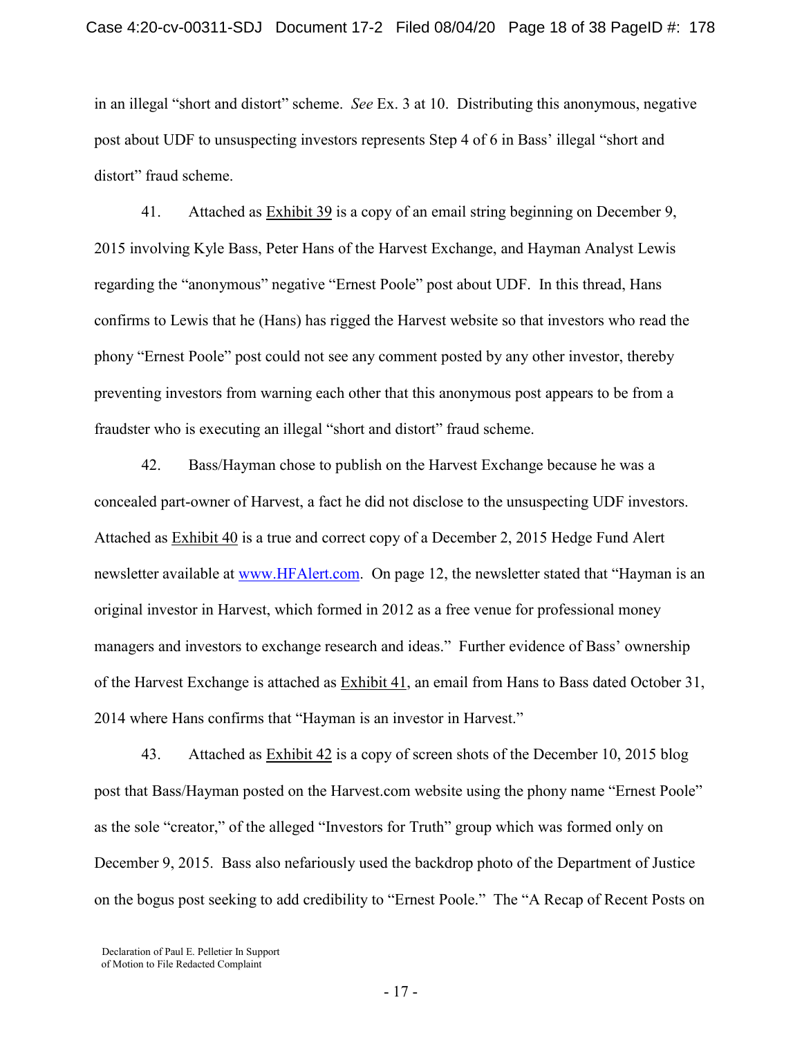in an illegal "short and distort" scheme. *See* Ex. 3 at 10. Distributing this anonymous, negative post about UDF to unsuspecting investors represents Step 4 of 6 in Bass' illegal "short and distort" fraud scheme.

41. Attached as Exhibit 39 is a copy of an email string beginning on December 9, 2015 involving Kyle Bass, Peter Hans of the Harvest Exchange, and Hayman Analyst Lewis regarding the "anonymous" negative "Ernest Poole" post about UDF. In this thread, Hans confirms to Lewis that he (Hans) has rigged the Harvest website so that investors who read the phony "Ernest Poole" post could not see any comment posted by any other investor, thereby preventing investors from warning each other that this anonymous post appears to be from a fraudster who is executing an illegal "short and distort" fraud scheme.

42. Bass/Hayman chose to publish on the Harvest Exchange because he was a concealed part-owner of Harvest, a fact he did not disclose to the unsuspecting UDF investors. Attached as Exhibit 40 is a true and correct copy of a December 2, 2015 Hedge Fund Alert newsletter available at www.HFAlert.com. On page 12, the newsletter stated that "Hayman is an original investor in Harvest, which formed in 2012 as a free venue for professional money managers and investors to exchange research and ideas." Further evidence of Bass' ownership of the Harvest Exchange is attached as Exhibit 41, an email from Hans to Bass dated October 31, 2014 where Hans confirms that "Hayman is an investor in Harvest."

43. Attached as Exhibit 42 is a copy of screen shots of the December 10, 2015 blog post that Bass/Hayman posted on the Harvest.com website using the phony name "Ernest Poole" as the sole "creator," of the alleged "Investors for Truth" group which was formed only on December 9, 2015. Bass also nefariously used the backdrop photo of the Department of Justice on the bogus post seeking to add credibility to "Ernest Poole." The "A Recap of Recent Posts on

Declaration of Paul E. Pelletier In Support of Motion to File Redacted Complaint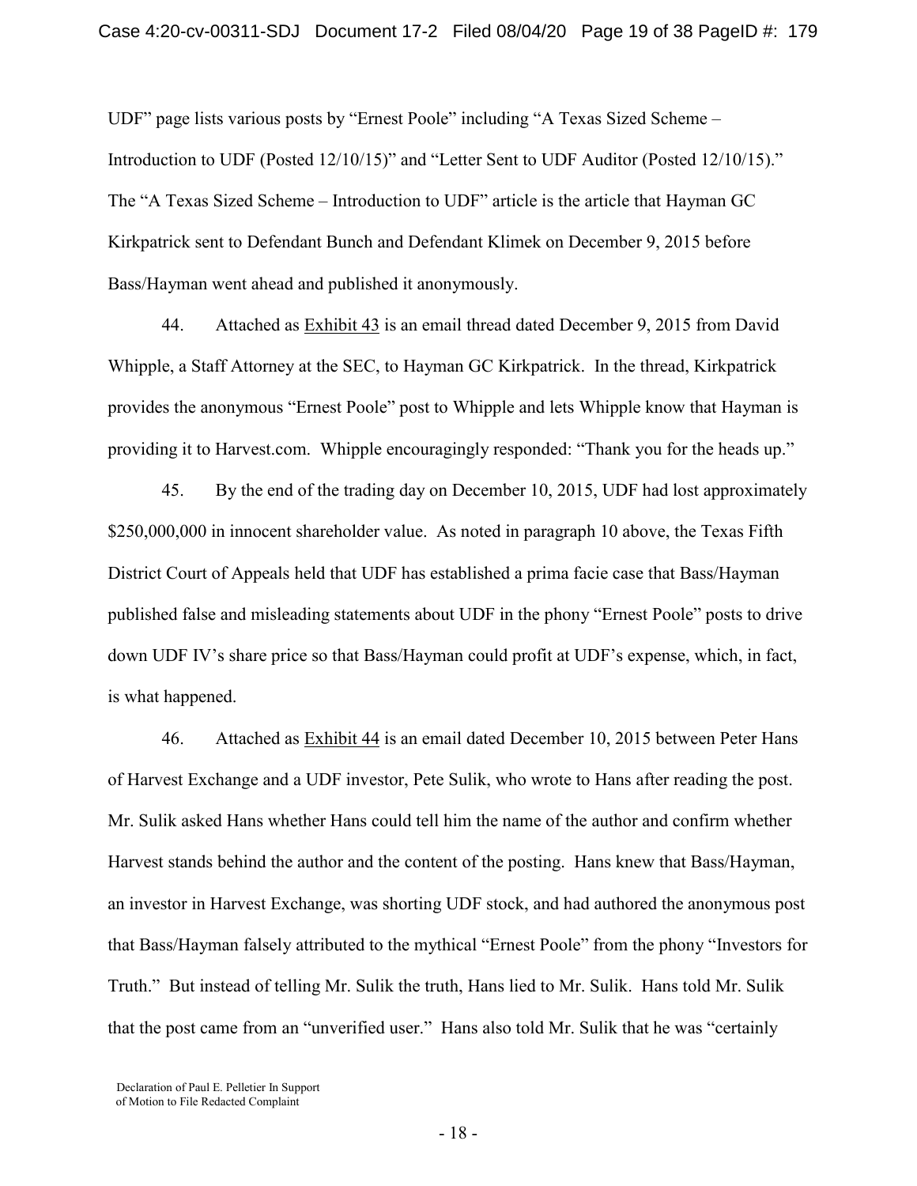UDF" page lists various posts by "Ernest Poole" including "A Texas Sized Scheme – Introduction to UDF (Posted 12/10/15)" and "Letter Sent to UDF Auditor (Posted 12/10/15)." The "A Texas Sized Scheme – Introduction to UDF" article is the article that Hayman GC Kirkpatrick sent to Defendant Bunch and Defendant Klimek on December 9, 2015 before Bass/Hayman went ahead and published it anonymously.

44. Attached as Exhibit 43 is an email thread dated December 9, 2015 from David Whipple, a Staff Attorney at the SEC, to Hayman GC Kirkpatrick. In the thread, Kirkpatrick provides the anonymous "Ernest Poole" post to Whipple and lets Whipple know that Hayman is providing it to Harvest.com. Whipple encouragingly responded: "Thank you for the heads up."

45. By the end of the trading day on December 10, 2015, UDF had lost approximately $250,000,000 in innocent shareholder value. As noted in paragraph 10 above, the Texas Fifth District Court of Appeals held that UDF has established a prima facie case that Bass/Hayman published false and misleading statements about UDF in the phony "Ernest Poole" posts to drive down UDF IV's share price so that Bass/Hayman could profit at UDF's expense, which, in fact, is what happened.

46. Attached as Exhibit 44 is an email dated December 10, 2015 between Peter Hans of Harvest Exchange and a UDF investor, Pete Sulik, who wrote to Hans after reading the post. Mr. Sulik asked Hans whether Hans could tell him the name of the author and confirm whether Harvest stands behind the author and the content of the posting. Hans knew that Bass/Hayman, an investor in Harvest Exchange, was shorting UDF stock, and had authored the anonymous post that Bass/Hayman falsely attributed to the mythical "Ernest Poole" from the phony "Investors for Truth." But instead of telling Mr. Sulik the truth, Hans lied to Mr. Sulik. Hans told Mr. Sulik that the post came from an "unverified user." Hans also told Mr. Sulik that he was "certainly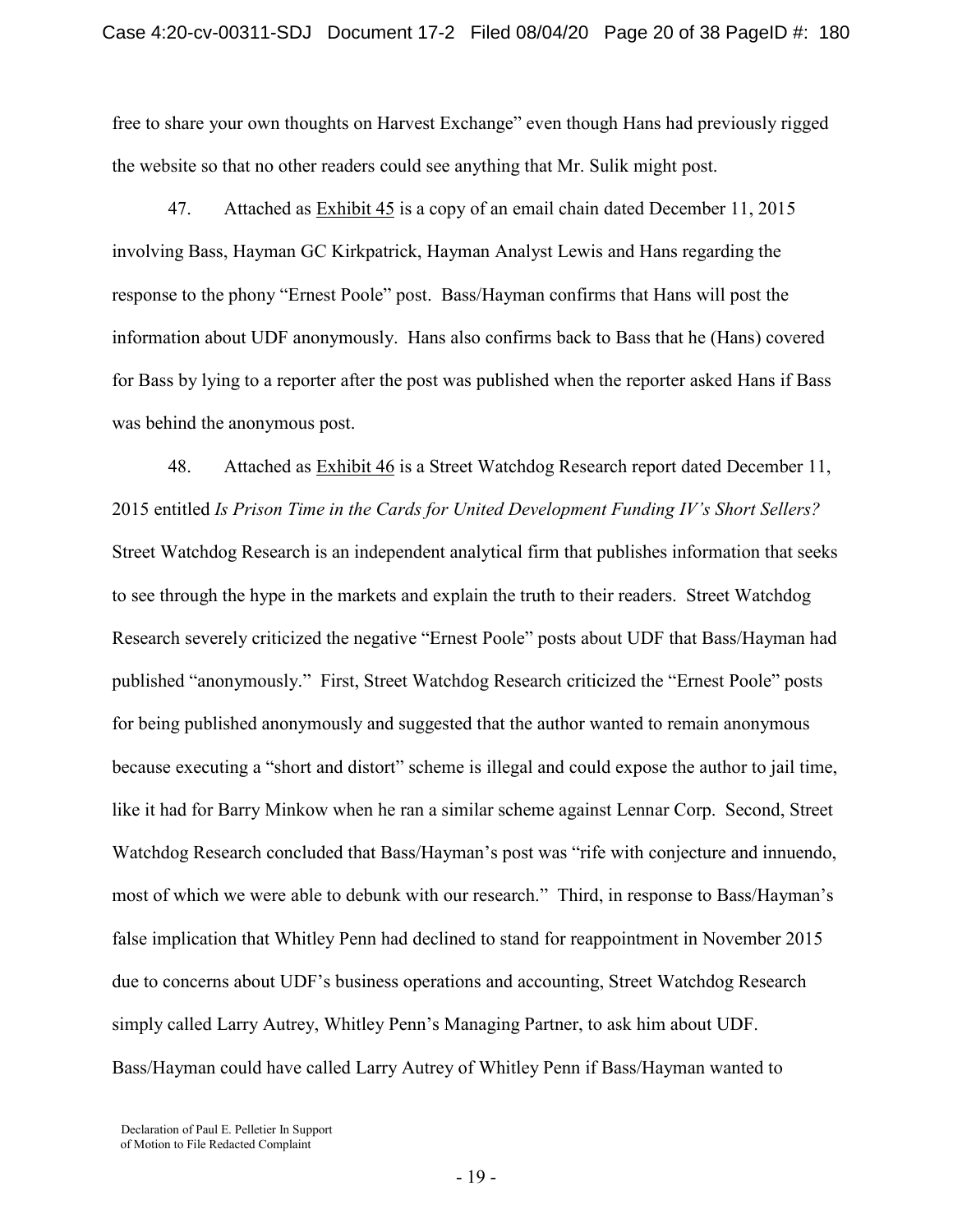free to share your own thoughts on Harvest Exchange" even though Hans had previously rigged the website so that no other readers could see anything that Mr. Sulik might post.

47. Attached as Exhibit 45 is a copy of an email chain dated December 11, 2015 involving Bass, Hayman GC Kirkpatrick, Hayman Analyst Lewis and Hans regarding the response to the phony "Ernest Poole" post. Bass/Hayman confirms that Hans will post the information about UDF anonymously. Hans also confirms back to Bass that he (Hans) covered for Bass by lying to a reporter after the post was published when the reporter asked Hans if Bass was behind the anonymous post.

48. Attached as Exhibit 46 is a Street Watchdog Research report dated December 11, 2015 entitled *Is Prison Time in the Cards for United Development Funding IV's Short Sellers?* Street Watchdog Research is an independent analytical firm that publishes information that seeks to see through the hype in the markets and explain the truth to their readers. Street Watchdog Research severely criticized the negative "Ernest Poole" posts about UDF that Bass/Hayman had published "anonymously." First, Street Watchdog Research criticized the "Ernest Poole" posts for being published anonymously and suggested that the author wanted to remain anonymous because executing a "short and distort" scheme is illegal and could expose the author to jail time, like it had for Barry Minkow when he ran a similar scheme against Lennar Corp. Second, Street Watchdog Research concluded that Bass/Hayman's post was "rife with conjecture and innuendo, most of which we were able to debunk with our research." Third, in response to Bass/Hayman's false implication that Whitley Penn had declined to stand for reappointment in November 2015 due to concerns about UDF's business operations and accounting, Street Watchdog Research simply called Larry Autrey, Whitley Penn's Managing Partner, to ask him about UDF. Bass/Hayman could have called Larry Autrey of Whitley Penn if Bass/Hayman wanted to

Declaration of Paul E. Pelletier In Support of Motion to File Redacted Complaint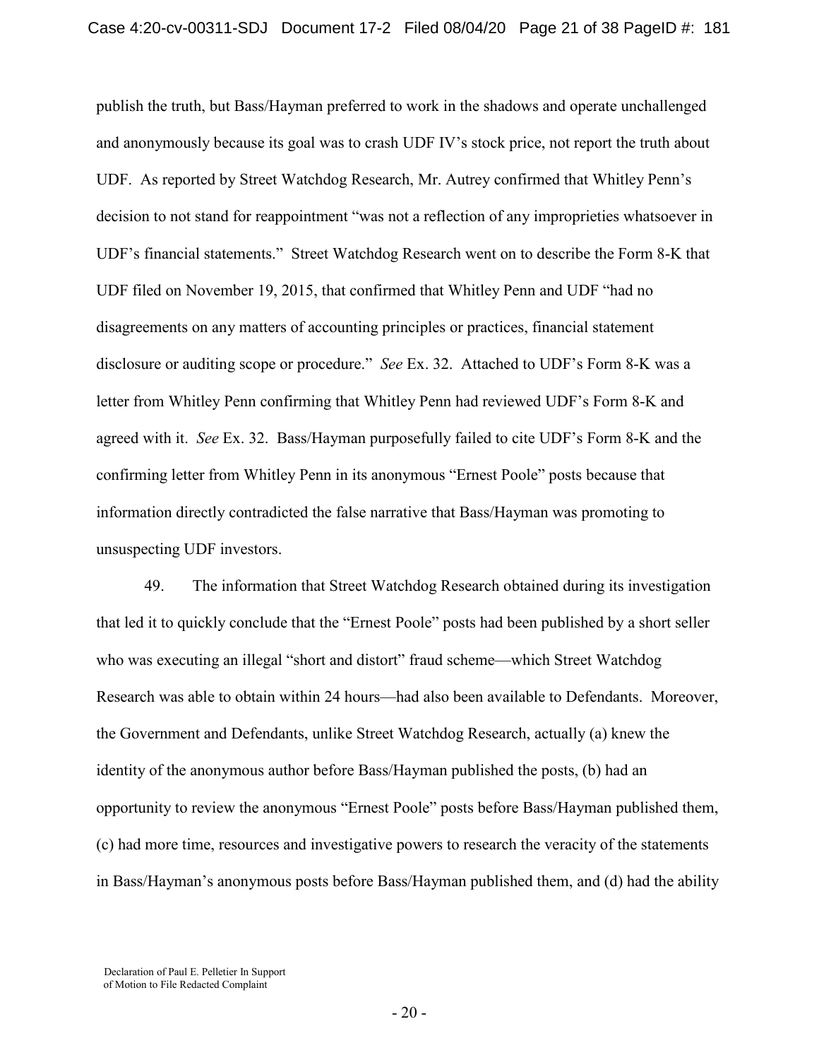publish the truth, but Bass/Hayman preferred to work in the shadows and operate unchallenged and anonymously because its goal was to crash UDF IV's stock price, not report the truth about UDF. As reported by Street Watchdog Research, Mr. Autrey confirmed that Whitley Penn's decision to not stand for reappointment "was not a reflection of any improprieties whatsoever in UDF's financial statements." Street Watchdog Research went on to describe the Form 8-K that UDF filed on November 19, 2015, that confirmed that Whitley Penn and UDF "had no disagreements on any matters of accounting principles or practices, financial statement disclosure or auditing scope or procedure." *See* Ex. 32. Attached to UDF's Form 8-K was a letter from Whitley Penn confirming that Whitley Penn had reviewed UDF's Form 8-K and agreed with it. *See* Ex. 32. Bass/Hayman purposefully failed to cite UDF's Form 8-K and the confirming letter from Whitley Penn in its anonymous "Ernest Poole" posts because that information directly contradicted the false narrative that Bass/Hayman was promoting to unsuspecting UDF investors.

49. The information that Street Watchdog Research obtained during its investigation that led it to quickly conclude that the "Ernest Poole" posts had been published by a short seller who was executing an illegal "short and distort" fraud scheme—which Street Watchdog Research was able to obtain within 24 hours—had also been available to Defendants. Moreover, the Government and Defendants, unlike Street Watchdog Research, actually (a) knew the identity of the anonymous author before Bass/Hayman published the posts, (b) had an opportunity to review the anonymous "Ernest Poole" posts before Bass/Hayman published them, (c) had more time, resources and investigative powers to research the veracity of the statements in Bass/Hayman's anonymous posts before Bass/Hayman published them, and (d) had the ability

Declaration of Paul E. Pelletier In Support of Motion to File Redacted Complaint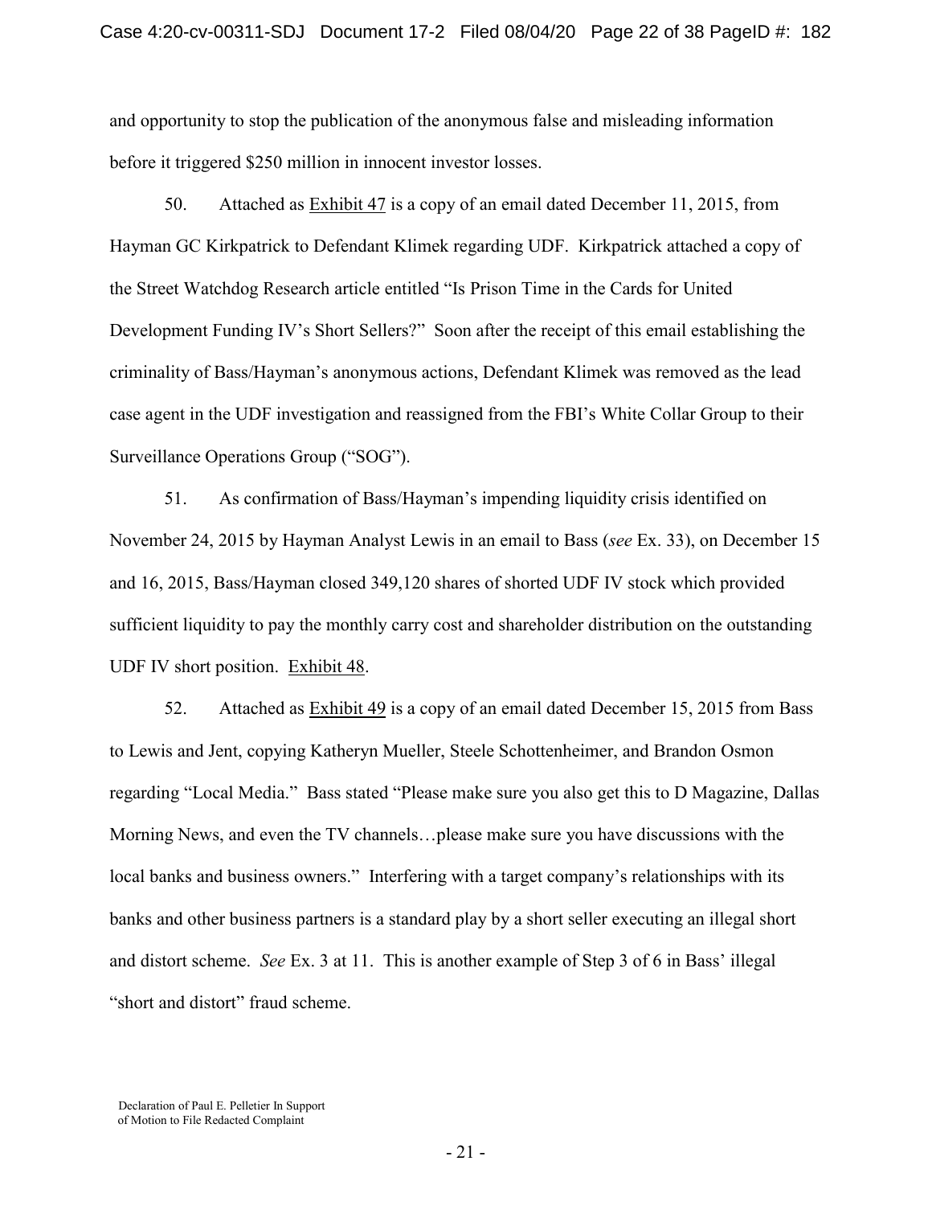and opportunity to stop the publication of the anonymous false and misleading information before it triggered $250 million in innocent investor losses.

50. Attached as Exhibit 47 is a copy of an email dated December 11, 2015, from Hayman GC Kirkpatrick to Defendant Klimek regarding UDF. Kirkpatrick attached a copy of the Street Watchdog Research article entitled "Is Prison Time in the Cards for United Development Funding IV's Short Sellers?" Soon after the receipt of this email establishing the criminality of Bass/Hayman's anonymous actions, Defendant Klimek was removed as the lead case agent in the UDF investigation and reassigned from the FBI's White Collar Group to their Surveillance Operations Group ("SOG").

51. As confirmation of Bass/Hayman's impending liquidity crisis identified on November 24, 2015 by Hayman Analyst Lewis in an email to Bass (*see* Ex. 33), on December 15 and 16, 2015, Bass/Hayman closed 349,120 shares of shorted UDF IV stock which provided sufficient liquidity to pay the monthly carry cost and shareholder distribution on the outstanding UDF IV short position. Exhibit 48.

52. Attached as Exhibit 49 is a copy of an email dated December 15, 2015 from Bass to Lewis and Jent, copying Katheryn Mueller, Steele Schottenheimer, and Brandon Osmon regarding "Local Media." Bass stated "Please make sure you also get this to D Magazine, Dallas Morning News, and even the TV channels…please make sure you have discussions with the local banks and business owners." Interfering with a target company's relationships with its banks and other business partners is a standard play by a short seller executing an illegal short and distort scheme. *See* Ex. 3 at 11. This is another example of Step 3 of 6 in Bass' illegal "short and distort" fraud scheme.

Declaration of Paul E. Pelletier In Support of Motion to File Redacted Complaint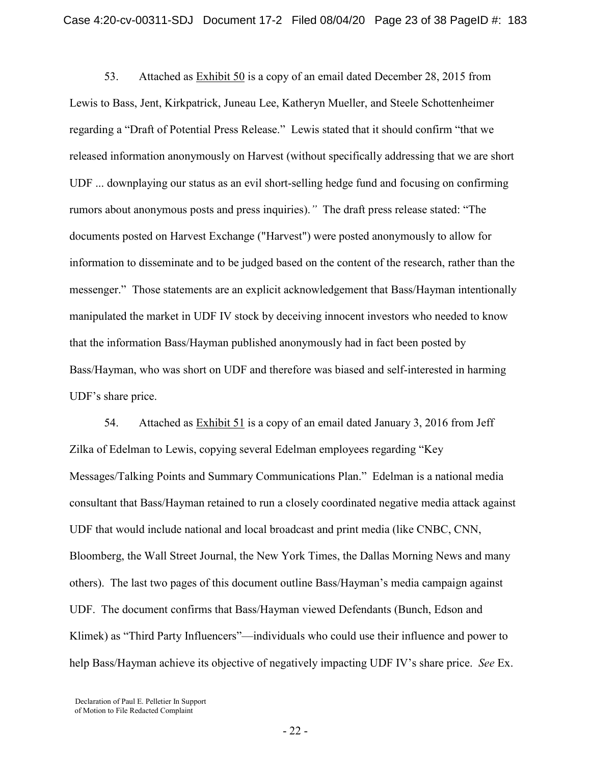53. Attached as Exhibit 50 is a copy of an email dated December 28, 2015 from Lewis to Bass, Jent, Kirkpatrick, Juneau Lee, Katheryn Mueller, and Steele Schottenheimer regarding a "Draft of Potential Press Release." Lewis stated that it should confirm "that we released information anonymously on Harvest (without specifically addressing that we are short UDF ... downplaying our status as an evil short-selling hedge fund and focusing on confirming rumors about anonymous posts and press inquiries)." The draft press release stated: "The documents posted on Harvest Exchange ("Harvest") were posted anonymously to allow for information to disseminate and to be judged based on the content of the research, rather than the messenger." Those statements are an explicit acknowledgement that Bass/Hayman intentionally manipulated the market in UDF IV stock by deceiving innocent investors who needed to know that the information Bass/Hayman published anonymously had in fact been posted by Bass/Hayman, who was short on UDF and therefore was biased and self-interested in harming UDF's share price.

54. Attached as Exhibit 51 is a copy of an email dated January 3, 2016 from Jeff Zilka of Edelman to Lewis, copying several Edelman employees regarding "Key Messages/Talking Points and Summary Communications Plan." Edelman is a national media consultant that Bass/Hayman retained to run a closely coordinated negative media attack against UDF that would include national and local broadcast and print media (like CNBC, CNN, Bloomberg, the Wall Street Journal, the New York Times, the Dallas Morning News and many others). The last two pages of this document outline Bass/Hayman's media campaign against UDF. The document confirms that Bass/Hayman viewed Defendants (Bunch, Edson and Klimek) as "Third Party Influencers"—individuals who could use their influence and power to help Bass/Hayman achieve its objective of negatively impacting UDF IV's share price. *See* Ex.

Declaration of Paul E. Pelletier In Support of Motion to File Redacted Complaint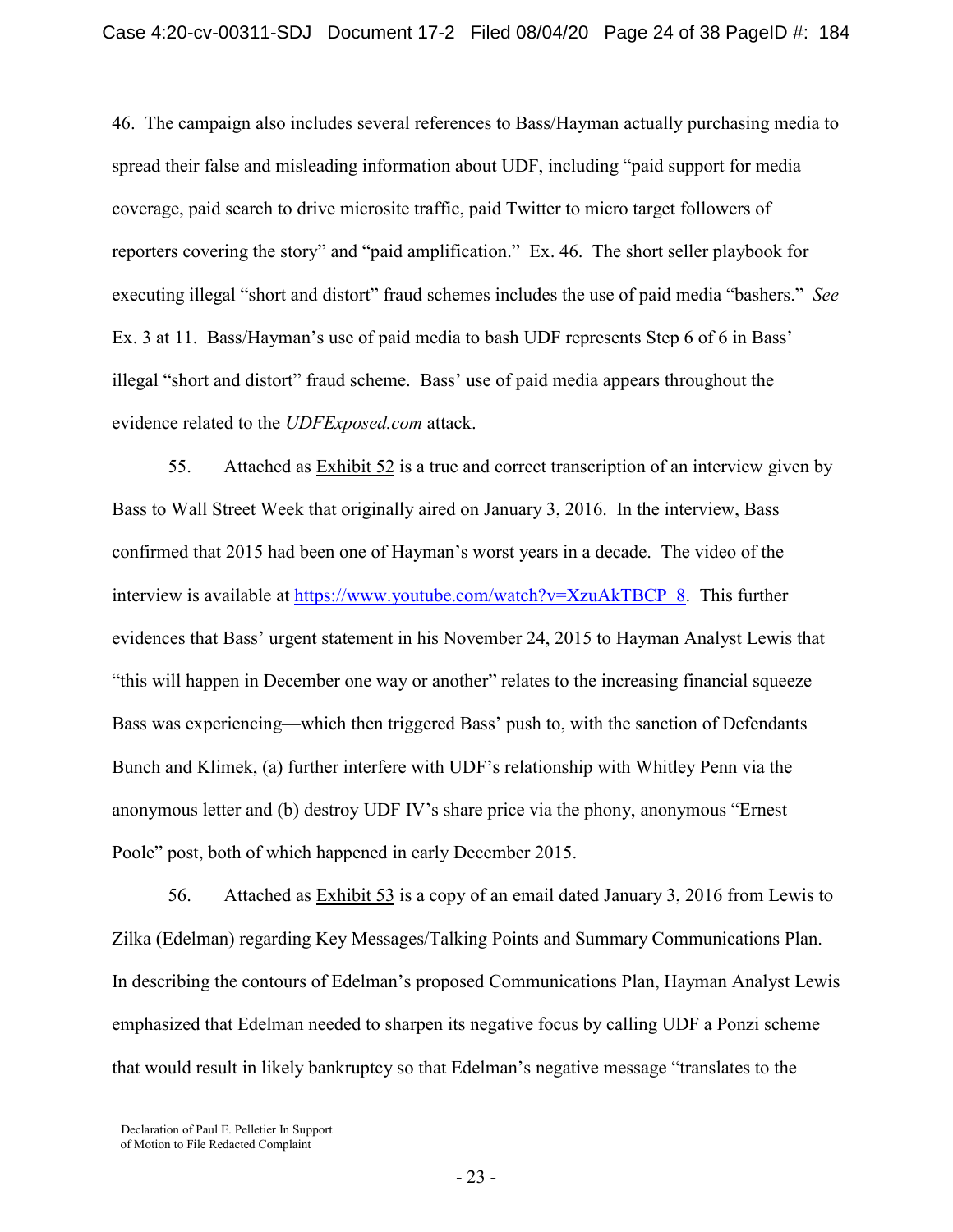46. The campaign also includes several references to Bass/Hayman actually purchasing media to spread their false and misleading information about UDF, including "paid support for media coverage, paid search to drive microsite traffic, paid Twitter to micro target followers of reporters covering the story" and "paid amplification." Ex. 46. The short seller playbook for executing illegal "short and distort" fraud schemes includes the use of paid media "bashers." *See* Ex. 3 at 11. Bass/Hayman's use of paid media to bash UDF represents Step 6 of 6 in Bass' illegal "short and distort" fraud scheme. Bass' use of paid media appears throughout the evidence related to the *UDFExposed.com* attack.

55. Attached as Exhibit 52 is a true and correct transcription of an interview given by Bass to Wall Street Week that originally aired on January 3, 2016. In the interview, Bass confirmed that 2015 had been one of Hayman's worst years in a decade. The video of the interview is available at https://www.youtube.com/watch?v=XzuAkTBCP_8. This further evidences that Bass' urgent statement in his November 24, 2015 to Hayman Analyst Lewis that "this will happen in December one way or another" relates to the increasing financial squeeze Bass was experiencing—which then triggered Bass' push to, with the sanction of Defendants Bunch and Klimek, (a) further interfere with UDF's relationship with Whitley Penn via the anonymous letter and (b) destroy UDF IV's share price via the phony, anonymous "Ernest Poole" post, both of which happened in early December 2015.

56. Attached as Exhibit 53 is a copy of an email dated January 3, 2016 from Lewis to Zilka (Edelman) regarding Key Messages/Talking Points and Summary Communications Plan. In describing the contours of Edelman's proposed Communications Plan, Hayman Analyst Lewis emphasized that Edelman needed to sharpen its negative focus by calling UDF a Ponzi scheme that would result in likely bankruptcy so that Edelman's negative message "translates to the

Declaration of Paul E. Pelletier In Support of Motion to File Redacted Complaint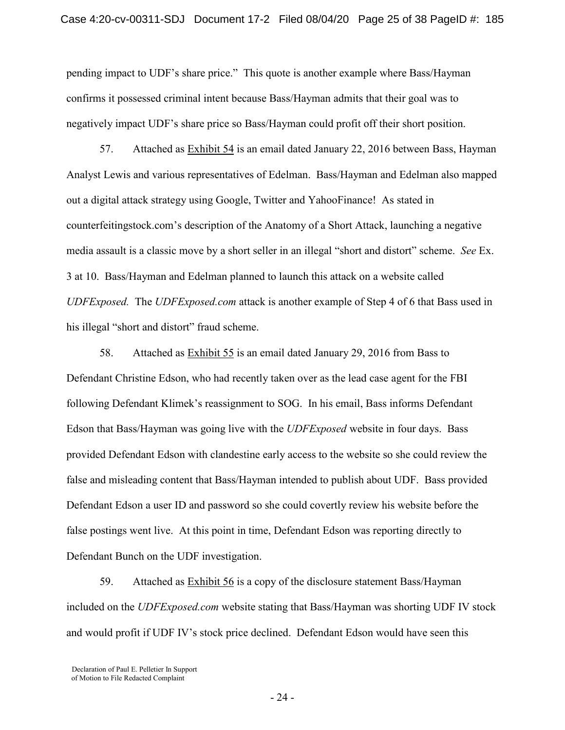pending impact to UDF's share price." This quote is another example where Bass/Hayman confirms it possessed criminal intent because Bass/Hayman admits that their goal was to negatively impact UDF's share price so Bass/Hayman could profit off their short position.

57. Attached as Exhibit 54 is an email dated January 22, 2016 between Bass, Hayman Analyst Lewis and various representatives of Edelman. Bass/Hayman and Edelman also mapped out a digital attack strategy using Google, Twitter and YahooFinance! As stated in counterfeitingstock.com's description of the Anatomy of a Short Attack, launching a negative media assault is a classic move by a short seller in an illegal "short and distort" scheme. *See* Ex. 3 at 10. Bass/Hayman and Edelman planned to launch this attack on a website called *UDFExposed.* The *UDFExposed.com* attack is another example of Step 4 of 6 that Bass used in his illegal "short and distort" fraud scheme.

58. Attached as Exhibit 55 is an email dated January 29, 2016 from Bass to Defendant Christine Edson, who had recently taken over as the lead case agent for the FBI following Defendant Klimek's reassignment to SOG. In his email, Bass informs Defendant Edson that Bass/Hayman was going live with the *UDFExposed* website in four days. Bass provided Defendant Edson with clandestine early access to the website so she could review the false and misleading content that Bass/Hayman intended to publish about UDF. Bass provided Defendant Edson a user ID and password so she could covertly review his website before the false postings went live. At this point in time, Defendant Edson was reporting directly to Defendant Bunch on the UDF investigation.

59. Attached as Exhibit 56 is a copy of the disclosure statement Bass/Hayman included on the *UDFExposed.com* website stating that Bass/Hayman was shorting UDF IV stock and would profit if UDF IV's stock price declined. Defendant Edson would have seen this

Declaration of Paul E. Pelletier In Support of Motion to File Redacted Complaint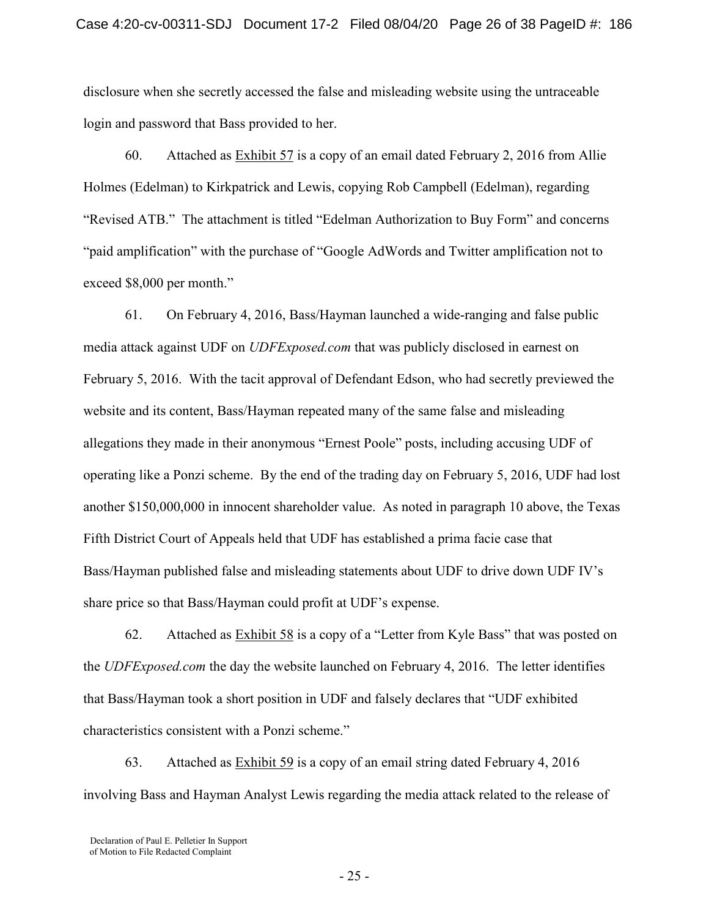disclosure when she secretly accessed the false and misleading website using the untraceable login and password that Bass provided to her.

60. Attached as Exhibit 57 is a copy of an email dated February 2, 2016 from Allie Holmes (Edelman) to Kirkpatrick and Lewis, copying Rob Campbell (Edelman), regarding "Revised ATB." The attachment is titled "Edelman Authorization to Buy Form" and concerns "paid amplification" with the purchase of "Google AdWords and Twitter amplification not to exceed $8,000 per month."

61. On February 4, 2016, Bass/Hayman launched a wide-ranging and false public media attack against UDF on *UDFExposed.com* that was publicly disclosed in earnest on February 5, 2016. With the tacit approval of Defendant Edson, who had secretly previewed the website and its content, Bass/Hayman repeated many of the same false and misleading allegations they made in their anonymous "Ernest Poole" posts, including accusing UDF of operating like a Ponzi scheme. By the end of the trading day on February 5, 2016, UDF had lost another $150,000,000 in innocent shareholder value. As noted in paragraph 10 above, the Texas Fifth District Court of Appeals held that UDF has established a prima facie case that Bass/Hayman published false and misleading statements about UDF to drive down UDF IV's share price so that Bass/Hayman could profit at UDF's expense.

62. Attached as Exhibit 58 is a copy of a "Letter from Kyle Bass" that was posted on the *UDFExposed.com* the day the website launched on February 4, 2016. The letter identifies that Bass/Hayman took a short position in UDF and falsely declares that "UDF exhibited characteristics consistent with a Ponzi scheme."

63. Attached as Exhibit 59 is a copy of an email string dated February 4, 2016 involving Bass and Hayman Analyst Lewis regarding the media attack related to the release of

Declaration of Paul E. Pelletier In Support of Motion to File Redacted Complaint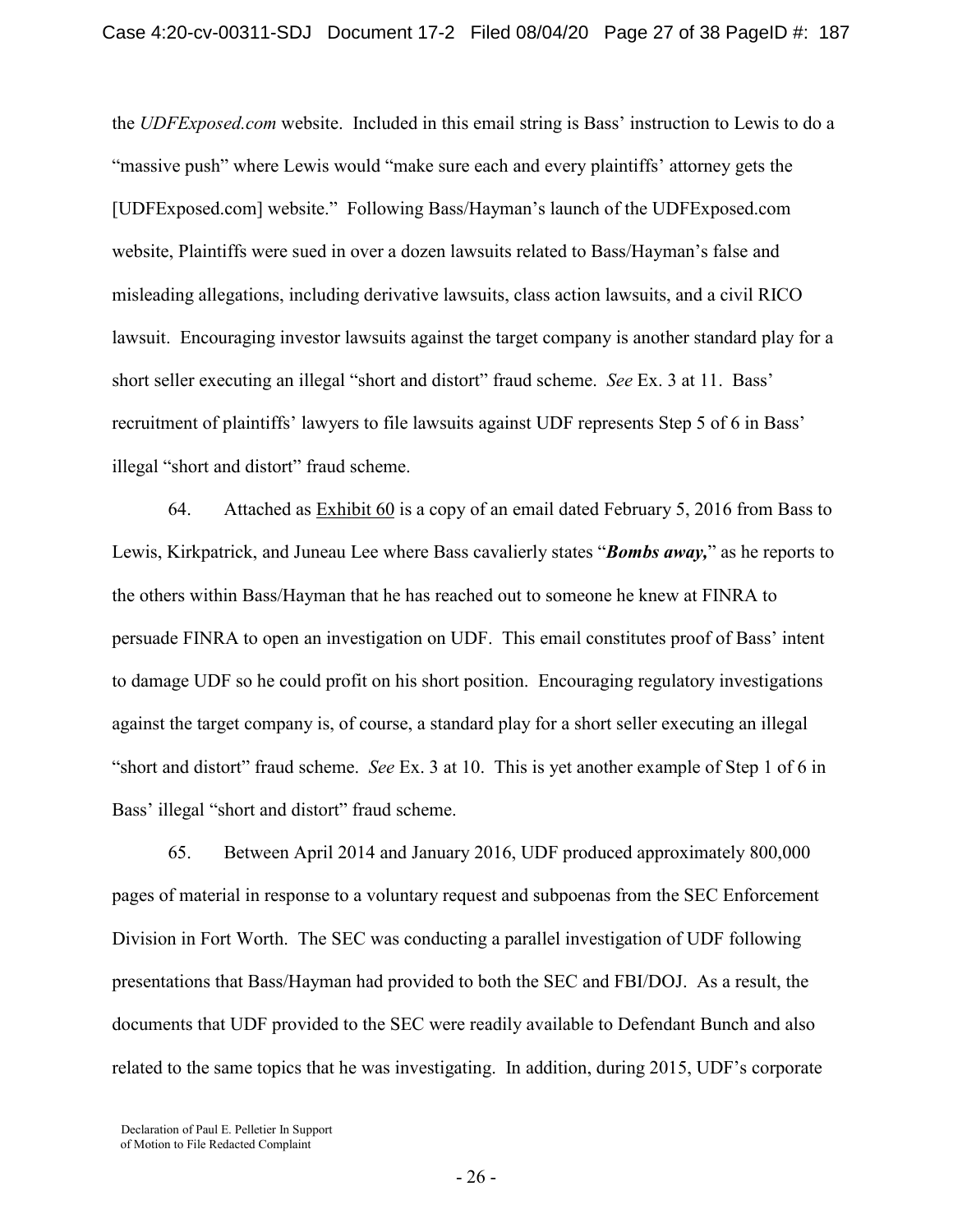the *UDFExposed.com* website. Included in this email string is Bass' instruction to Lewis to do a "massive push" where Lewis would "make sure each and every plaintiffs' attorney gets the [UDFExposed.com] website." Following Bass/Hayman's launch of the UDFExposed.com website, Plaintiffs were sued in over a dozen lawsuits related to Bass/Hayman's false and misleading allegations, including derivative lawsuits, class action lawsuits, and a civil RICO lawsuit. Encouraging investor lawsuits against the target company is another standard play for a short seller executing an illegal "short and distort" fraud scheme. *See* Ex. 3 at 11. Bass' recruitment of plaintiffs' lawyers to file lawsuits against UDF represents Step 5 of 6 in Bass' illegal "short and distort" fraud scheme.

64. Attached as Exhibit 60 is a copy of an email dated February 5, 2016 from Bass to Lewis, Kirkpatrick, and Juneau Lee where Bass cavalierly states "***Bombs away,***" as he reports to the others within Bass/Hayman that he has reached out to someone he knew at FINRA to persuade FINRA to open an investigation on UDF. This email constitutes proof of Bass' intent to damage UDF so he could profit on his short position. Encouraging regulatory investigations against the target company is, of course, a standard play for a short seller executing an illegal "short and distort" fraud scheme. *See* Ex. 3 at 10. This is yet another example of Step 1 of 6 in Bass' illegal "short and distort" fraud scheme.

65. Between April 2014 and January 2016, UDF produced approximately 800,000 pages of material in response to a voluntary request and subpoenas from the SEC Enforcement Division in Fort Worth. The SEC was conducting a parallel investigation of UDF following presentations that Bass/Hayman had provided to both the SEC and FBI/DOJ. As a result, the documents that UDF provided to the SEC were readily available to Defendant Bunch and also related to the same topics that he was investigating. In addition, during 2015, UDF's corporate

Declaration of Paul E. Pelletier In Support of Motion to File Redacted Complaint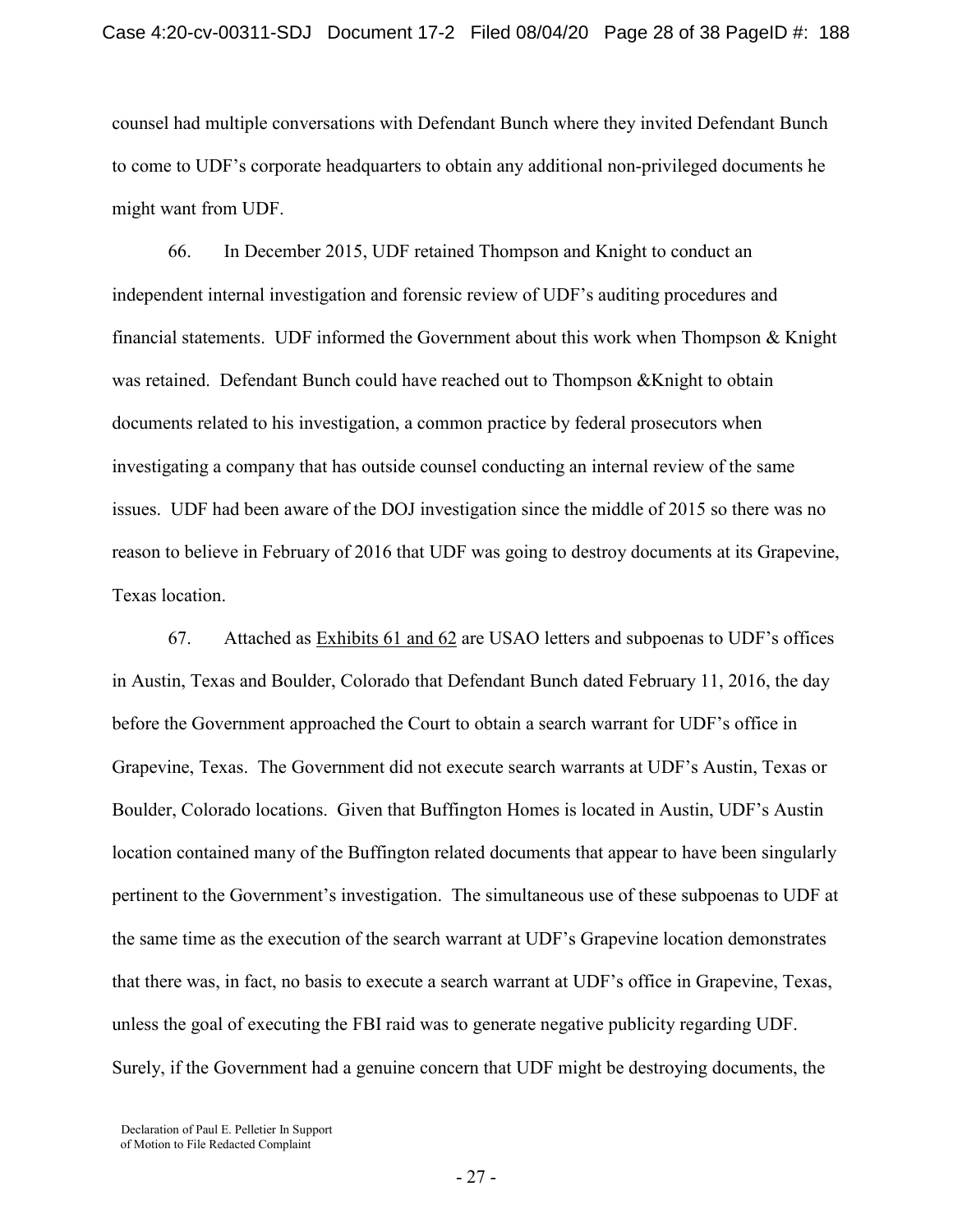counsel had multiple conversations with Defendant Bunch where they invited Defendant Bunch to come to UDF's corporate headquarters to obtain any additional non-privileged documents he might want from UDF.

66. In December 2015, UDF retained Thompson and Knight to conduct an independent internal investigation and forensic review of UDF's auditing procedures and financial statements. UDF informed the Government about this work when Thompson & Knight was retained. Defendant Bunch could have reached out to Thompson &Knight to obtain documents related to his investigation, a common practice by federal prosecutors when investigating a company that has outside counsel conducting an internal review of the same issues. UDF had been aware of the DOJ investigation since the middle of 2015 so there was no reason to believe in February of 2016 that UDF was going to destroy documents at its Grapevine, Texas location.

67. Attached as Exhibits 61 and 62 are USAO letters and subpoenas to UDF's offices in Austin, Texas and Boulder, Colorado that Defendant Bunch dated February 11, 2016, the day before the Government approached the Court to obtain a search warrant for UDF's office in Grapevine, Texas. The Government did not execute search warrants at UDF's Austin, Texas or Boulder, Colorado locations. Given that Buffington Homes is located in Austin, UDF's Austin location contained many of the Buffington related documents that appear to have been singularly pertinent to the Government's investigation. The simultaneous use of these subpoenas to UDF at the same time as the execution of the search warrant at UDF's Grapevine location demonstrates that there was, in fact, no basis to execute a search warrant at UDF's office in Grapevine, Texas, unless the goal of executing the FBI raid was to generate negative publicity regarding UDF. Surely, if the Government had a genuine concern that UDF might be destroying documents, the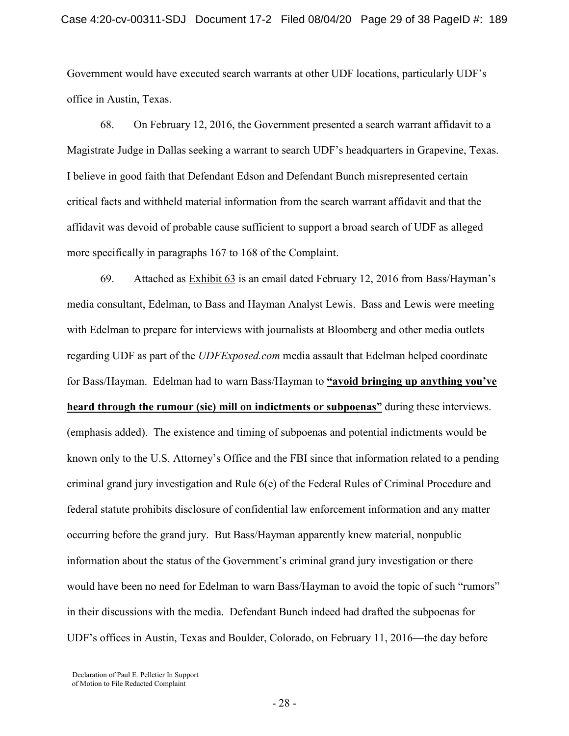Government would have executed search warrants at other UDF locations, particularly UDF's office in Austin, Texas.

68. On February 12, 2016, the Government presented a search warrant affidavit to a Magistrate Judge in Dallas seeking a warrant to search UDF's headquarters in Grapevine, Texas. I believe in good faith that Defendant Edson and Defendant Bunch misrepresented certain critical facts and withheld material information from the search warrant affidavit and that the affidavit was devoid of probable cause sufficient to support a broad search of UDF as alleged more specifically in paragraphs 167 to 168 of the Complaint.

69. Attached as Exhibit 63 is an email dated February 12, 2016 from Bass/Hayman's media consultant, Edelman, to Bass and Hayman Analyst Lewis. Bass and Lewis were meeting with Edelman to prepare for interviews with journalists at Bloomberg and other media outlets regarding UDF as part of the *UDFExposed.com* media assault that Edelman helped coordinate for Bass/Hayman. Edelman had to warn Bass/Hayman to **"avoid bringing up anything you've heard through the rumour (sic) mill on indictments or subpoenas"** during these interviews. (emphasis added). The existence and timing of subpoenas and potential indictments would be known only to the U.S. Attorney's Office and the FBI since that information related to a pending criminal grand jury investigation and Rule 6(e) of the Federal Rules of Criminal Procedure and federal statute prohibits disclosure of confidential law enforcement information and any matter occurring before the grand jury. But Bass/Hayman apparently knew material, nonpublic information about the status of the Government's criminal grand jury investigation or there would have been no need for Edelman to warn Bass/Hayman to avoid the topic of such "rumors" in their discussions with the media. Defendant Bunch indeed had drafted the subpoenas for UDF's offices in Austin, Texas and Boulder, Colorado, on February 11, 2016—the day before

Declaration of Paul E. Pelletier In Support of Motion to File Redacted Complaint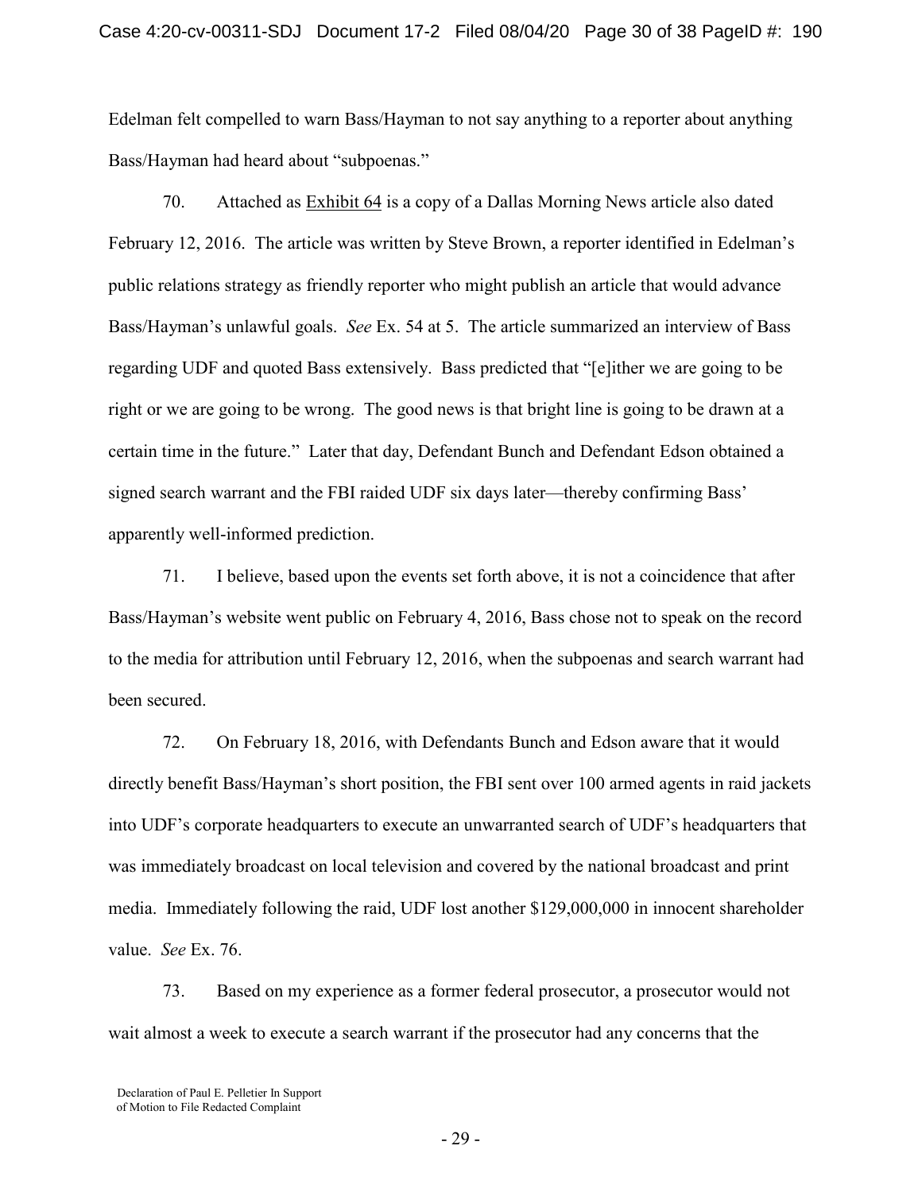Edelman felt compelled to warn Bass/Hayman to not say anything to a reporter about anything Bass/Hayman had heard about "subpoenas."

70. Attached as Exhibit 64 is a copy of a Dallas Morning News article also dated February 12, 2016. The article was written by Steve Brown, a reporter identified in Edelman's public relations strategy as friendly reporter who might publish an article that would advance Bass/Hayman's unlawful goals. *See* Ex. 54 at 5. The article summarized an interview of Bass regarding UDF and quoted Bass extensively. Bass predicted that "[e]ither we are going to be right or we are going to be wrong. The good news is that bright line is going to be drawn at a certain time in the future." Later that day, Defendant Bunch and Defendant Edson obtained a signed search warrant and the FBI raided UDF six days later—thereby confirming Bass' apparently well-informed prediction.

71. I believe, based upon the events set forth above, it is not a coincidence that after Bass/Hayman's website went public on February 4, 2016, Bass chose not to speak on the record to the media for attribution until February 12, 2016, when the subpoenas and search warrant had been secured.

72. On February 18, 2016, with Defendants Bunch and Edson aware that it would directly benefit Bass/Hayman's short position, the FBI sent over 100 armed agents in raid jackets into UDF's corporate headquarters to execute an unwarranted search of UDF's headquarters that was immediately broadcast on local television and covered by the national broadcast and print media. Immediately following the raid, UDF lost another $129,000,000 in innocent shareholder value. *See* Ex. 76.

73. Based on my experience as a former federal prosecutor, a prosecutor would not wait almost a week to execute a search warrant if the prosecutor had any concerns that the

Declaration of Paul E. Pelletier In Support of Motion to File Redacted Complaint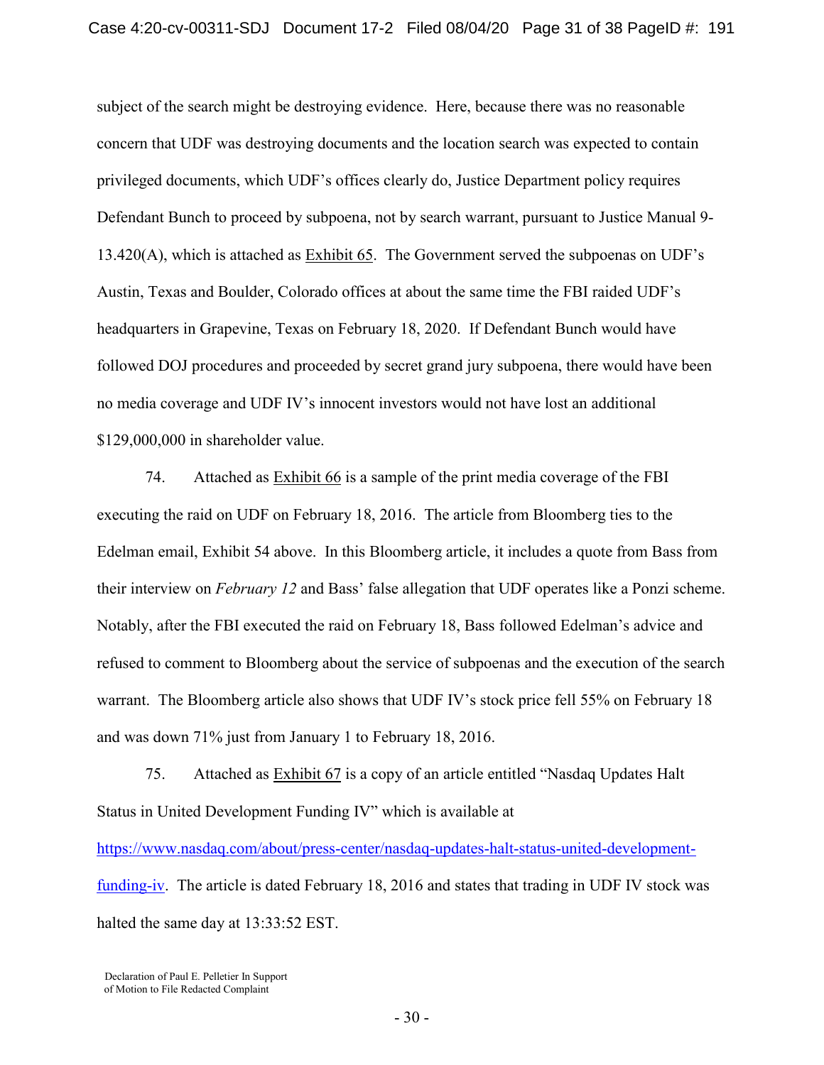subject of the search might be destroying evidence. Here, because there was no reasonable concern that UDF was destroying documents and the location search was expected to contain privileged documents, which UDF's offices clearly do, Justice Department policy requires Defendant Bunch to proceed by subpoena, not by search warrant, pursuant to Justice Manual 9-13.420(A), which is attached as Exhibit 65. The Government served the subpoenas on UDF's Austin, Texas and Boulder, Colorado offices at about the same time the FBI raided UDF's headquarters in Grapevine, Texas on February 18, 2020. If Defendant Bunch would have followed DOJ procedures and proceeded by secret grand jury subpoena, there would have been no media coverage and UDF IV's innocent investors would not have lost an additional $129,000,000 in shareholder value.

74. Attached as Exhibit 66 is a sample of the print media coverage of the FBI executing the raid on UDF on February 18, 2016. The article from Bloomberg ties to the Edelman email, Exhibit 54 above. In this Bloomberg article, it includes a quote from Bass from their interview on *February 12* and Bass' false allegation that UDF operates like a Ponzi scheme. Notably, after the FBI executed the raid on February 18, Bass followed Edelman's advice and refused to comment to Bloomberg about the service of subpoenas and the execution of the search warrant. The Bloomberg article also shows that UDF IV's stock price fell 55% on February 18 and was down 71% just from January 1 to February 18, 2016.

75. Attached as Exhibit 67 is a copy of an article entitled "Nasdaq Updates Halt Status in United Development Funding IV" which is available at https://www.nasdaq.com/about/press-center/nasdaq-updates-halt-status-united-development-funding-iv. The article is dated February 18, 2016 and states that trading in UDF IV stock was halted the same day at 13:33:52 EST.

Declaration of Paul E. Pelletier In Support
of Motion to File Redacted Complaint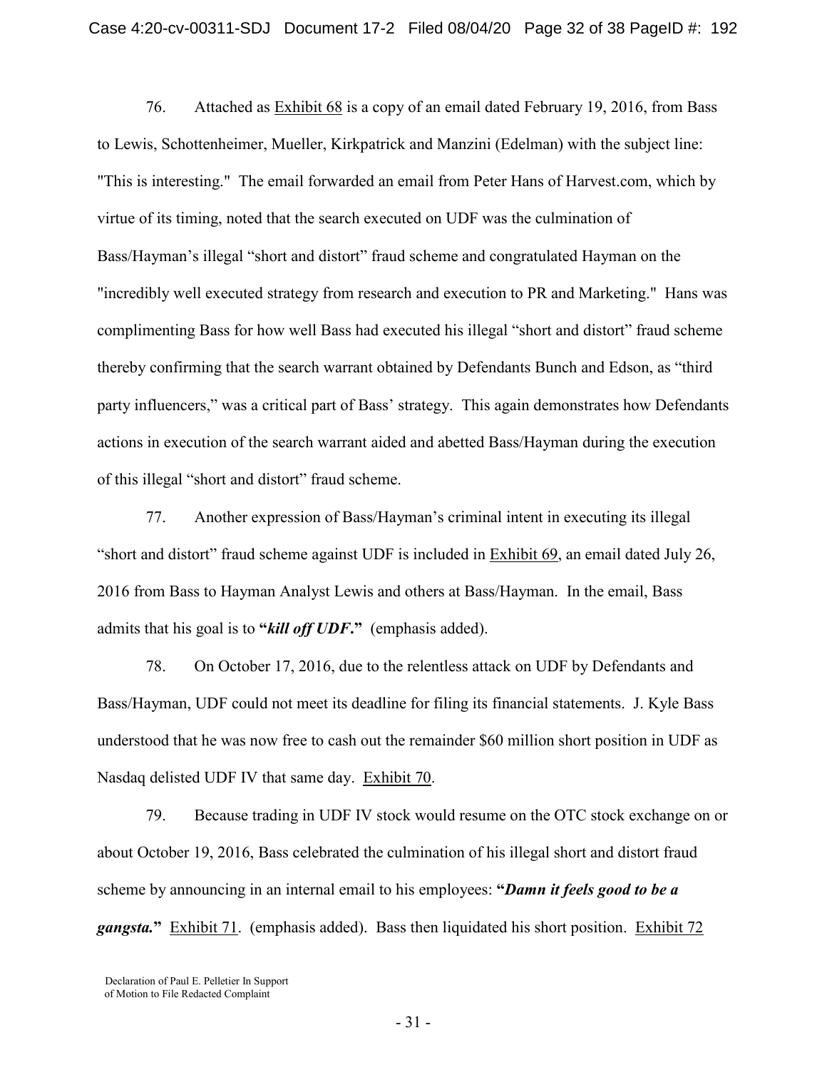76. Attached as Exhibit 68 is a copy of an email dated February 19, 2016, from Bass to Lewis, Schottenheimer, Mueller, Kirkpatrick and Manzini (Edelman) with the subject line: "This is interesting." The email forwarded an email from Peter Hans of Harvest.com, which by virtue of its timing, noted that the search executed on UDF was the culmination of Bass/Hayman's illegal "short and distort" fraud scheme and congratulated Hayman on the "incredibly well executed strategy from research and execution to PR and Marketing." Hans was complimenting Bass for how well Bass had executed his illegal "short and distort" fraud scheme thereby confirming that the search warrant obtained by Defendants Bunch and Edson, as "third party influencers," was a critical part of Bass' strategy. This again demonstrates how Defendants actions in execution of the search warrant aided and abetted Bass/Hayman during the execution of this illegal "short and distort" fraud scheme.

77. Another expression of Bass/Hayman's criminal intent in executing its illegal "short and distort" fraud scheme against UDF is included in Exhibit 69, an email dated July 26, 2016 from Bass to Hayman Analyst Lewis and others at Bass/Hayman. In the email, Bass admits that his goal is to **"*kill off UDF*."** (emphasis added).

78. On October 17, 2016, due to the relentless attack on UDF by Defendants and Bass/Hayman, UDF could not meet its deadline for filing its financial statements. J. Kyle Bass understood that he was now free to cash out the remainder $60 million short position in UDF as Nasdaq delisted UDF IV that same day. Exhibit 70.

79. Because trading in UDF IV stock would resume on the OTC stock exchange on or about October 19, 2016, Bass celebrated the culmination of his illegal short and distort fraud scheme by announcing in an internal email to his employees: **"*Damn it feels good to be a gangsta.*"** Exhibit 71. (emphasis added). Bass then liquidated his short position. Exhibit 72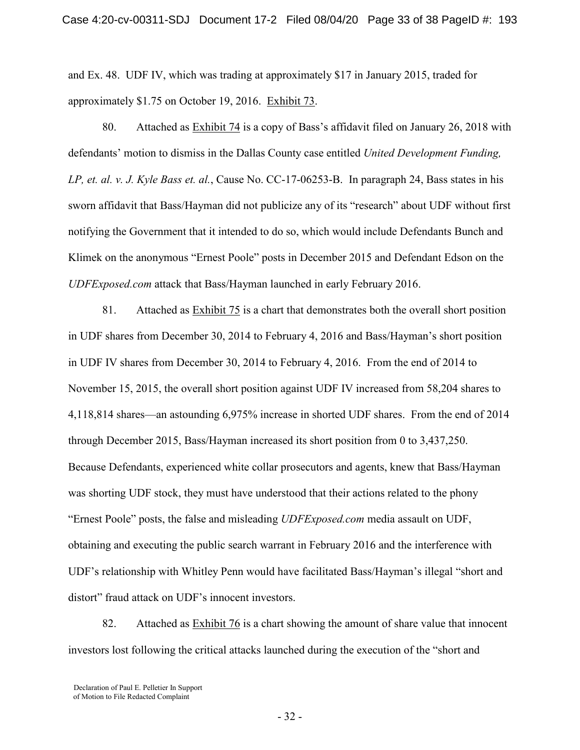and Ex. 48. UDF IV, which was trading at approximately $17 in January 2015, traded for approximately $1.75 on October 19, 2016. Exhibit 73.

80. Attached as Exhibit 74 is a copy of Bass's affidavit filed on January 26, 2018 with defendants' motion to dismiss in the Dallas County case entitled *United Development Funding, LP, et. al. v. J. Kyle Bass et. al.*, Cause No. CC-17-06253-B. In paragraph 24, Bass states in his sworn affidavit that Bass/Hayman did not publicize any of its "research" about UDF without first notifying the Government that it intended to do so, which would include Defendants Bunch and Klimek on the anonymous "Ernest Poole" posts in December 2015 and Defendant Edson on the *UDFExposed.com* attack that Bass/Hayman launched in early February 2016.

81. Attached as Exhibit 75 is a chart that demonstrates both the overall short position in UDF shares from December 30, 2014 to February 4, 2016 and Bass/Hayman's short position in UDF IV shares from December 30, 2014 to February 4, 2016. From the end of 2014 to November 15, 2015, the overall short position against UDF IV increased from 58,204 shares to 4,118,814 shares—an astounding 6,975% increase in shorted UDF shares. From the end of 2014 through December 2015, Bass/Hayman increased its short position from 0 to 3,437,250. Because Defendants, experienced white collar prosecutors and agents, knew that Bass/Hayman was shorting UDF stock, they must have understood that their actions related to the phony "Ernest Poole" posts, the false and misleading *UDFExposed.com* media assault on UDF, obtaining and executing the public search warrant in February 2016 and the interference with UDF's relationship with Whitley Penn would have facilitated Bass/Hayman's illegal "short and distort" fraud attack on UDF's innocent investors.

82. Attached as Exhibit 76 is a chart showing the amount of share value that innocent investors lost following the critical attacks launched during the execution of the "short and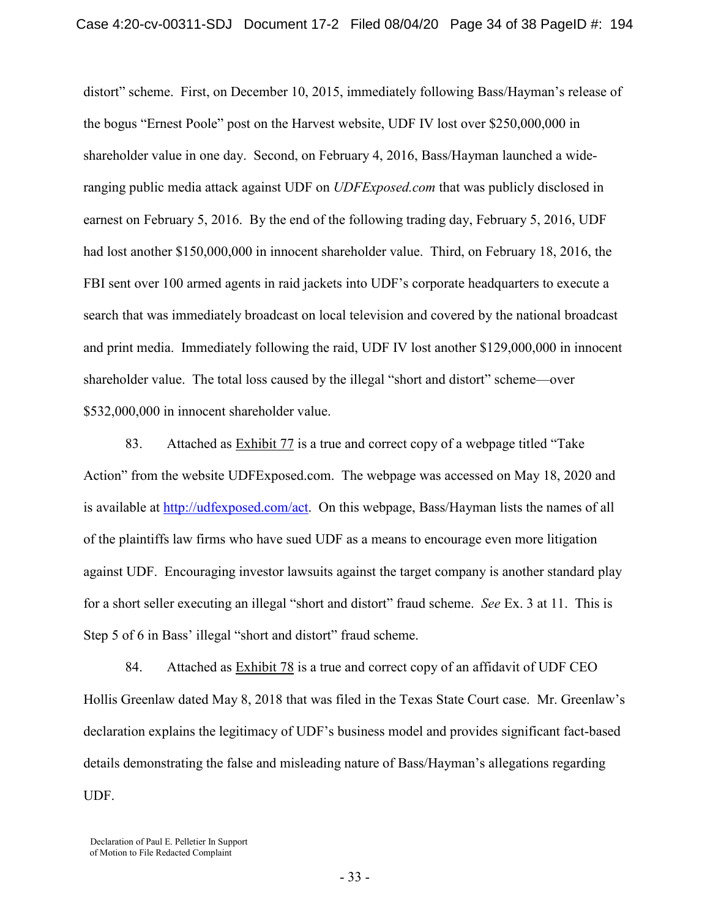distort" scheme. First, on December 10, 2015, immediately following Bass/Hayman's release of the bogus "Ernest Poole" post on the Harvest website, UDF IV lost over $250,000,000 in shareholder value in one day. Second, on February 4, 2016, Bass/Hayman launched a wide-ranging public media attack against UDF on *UDFExposed.com* that was publicly disclosed in earnest on February 5, 2016. By the end of the following trading day, February 5, 2016, UDF had lost another $150,000,000 in innocent shareholder value. Third, on February 18, 2016, the FBI sent over 100 armed agents in raid jackets into UDF's corporate headquarters to execute a search that was immediately broadcast on local television and covered by the national broadcast and print media. Immediately following the raid, UDF IV lost another $129,000,000 in innocent shareholder value. The total loss caused by the illegal "short and distort" scheme—over $532,000,000 in innocent shareholder value.

83. Attached as <u>Exhibit 77</u> is a true and correct copy of a webpage titled "Take Action" from the website UDFExposed.com. The webpage was accessed on May 18, 2020 and is available at http://udfexposed.com/act. On this webpage, Bass/Hayman lists the names of all of the plaintiffs law firms who have sued UDF as a means to encourage even more litigation against UDF. Encouraging investor lawsuits against the target company is another standard play for a short seller executing an illegal "short and distort" fraud scheme. *See* Ex. 3 at 11. This is Step 5 of 6 in Bass' illegal "short and distort" fraud scheme.

84. Attached as <u>Exhibit 78</u> is a true and correct copy of an affidavit of UDF CEO Hollis Greenlaw dated May 8, 2018 that was filed in the Texas State Court case. Mr. Greenlaw's declaration explains the legitimacy of UDF's business model and provides significant fact-based details demonstrating the false and misleading nature of Bass/Hayman's allegations regarding UDF.

Declaration of Paul E. Pelletier In Support of Motion to File Redacted Complaint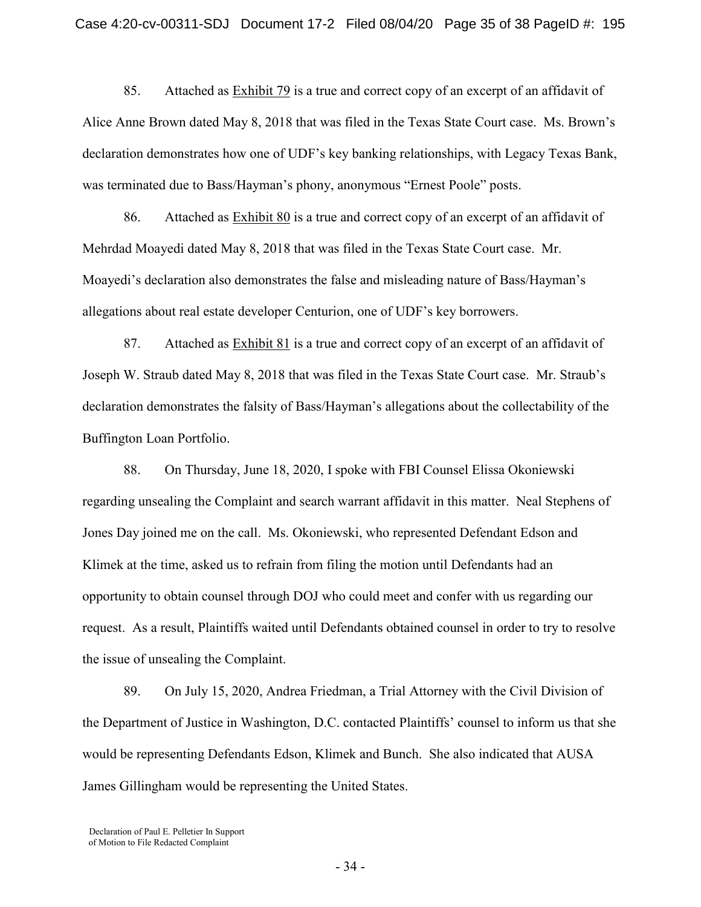85. Attached as Exhibit 79 is a true and correct copy of an excerpt of an affidavit of Alice Anne Brown dated May 8, 2018 that was filed in the Texas State Court case. Ms. Brown's declaration demonstrates how one of UDF's key banking relationships, with Legacy Texas Bank, was terminated due to Bass/Hayman's phony, anonymous "Ernest Poole" posts.

86. Attached as Exhibit 80 is a true and correct copy of an excerpt of an affidavit of Mehrdad Moayedi dated May 8, 2018 that was filed in the Texas State Court case. Mr. Moayedi's declaration also demonstrates the false and misleading nature of Bass/Hayman's allegations about real estate developer Centurion, one of UDF's key borrowers.

87. Attached as Exhibit 81 is a true and correct copy of an excerpt of an affidavit of Joseph W. Straub dated May 8, 2018 that was filed in the Texas State Court case. Mr. Straub's declaration demonstrates the falsity of Bass/Hayman's allegations about the collectability of the Buffington Loan Portfolio.

88. On Thursday, June 18, 2020, I spoke with FBI Counsel Elissa Okoniewski regarding unsealing the Complaint and search warrant affidavit in this matter. Neal Stephens of Jones Day joined me on the call. Ms. Okoniewski, who represented Defendant Edson and Klimek at the time, asked us to refrain from filing the motion until Defendants had an opportunity to obtain counsel through DOJ who could meet and confer with us regarding our request. As a result, Plaintiffs waited until Defendants obtained counsel in order to try to resolve the issue of unsealing the Complaint.

89. On July 15, 2020, Andrea Friedman, a Trial Attorney with the Civil Division of the Department of Justice in Washington, D.C. contacted Plaintiffs' counsel to inform us that she would be representing Defendants Edson, Klimek and Bunch. She also indicated that AUSA James Gillingham would be representing the United States.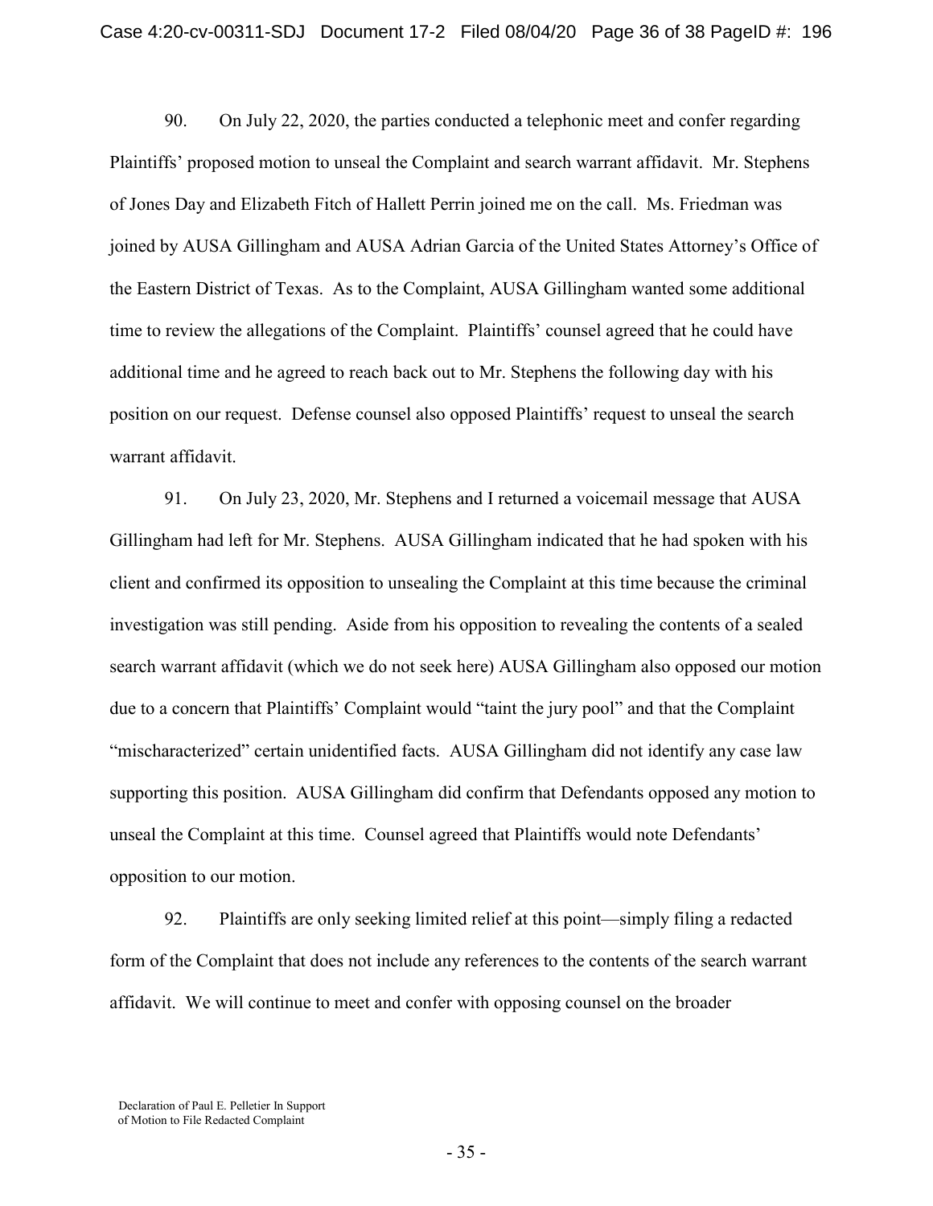90. On July 22, 2020, the parties conducted a telephonic meet and confer regarding Plaintiffs' proposed motion to unseal the Complaint and search warrant affidavit. Mr. Stephens of Jones Day and Elizabeth Fitch of Hallett Perrin joined me on the call. Ms. Friedman was joined by AUSA Gillingham and AUSA Adrian Garcia of the United States Attorney's Office of the Eastern District of Texas. As to the Complaint, AUSA Gillingham wanted some additional time to review the allegations of the Complaint. Plaintiffs' counsel agreed that he could have additional time and he agreed to reach back out to Mr. Stephens the following day with his position on our request. Defense counsel also opposed Plaintiffs' request to unseal the search warrant affidavit.

91. On July 23, 2020, Mr. Stephens and I returned a voicemail message that AUSA Gillingham had left for Mr. Stephens. AUSA Gillingham indicated that he had spoken with his client and confirmed its opposition to unsealing the Complaint at this time because the criminal investigation was still pending. Aside from his opposition to revealing the contents of a sealed search warrant affidavit (which we do not seek here) AUSA Gillingham also opposed our motion due to a concern that Plaintiffs' Complaint would "taint the jury pool" and that the Complaint "mischaracterized" certain unidentified facts. AUSA Gillingham did not identify any case law supporting this position. AUSA Gillingham did confirm that Defendants opposed any motion to unseal the Complaint at this time. Counsel agreed that Plaintiffs would note Defendants' opposition to our motion.

92. Plaintiffs are only seeking limited relief at this point—simply filing a redacted form of the Complaint that does not include any references to the contents of the search warrant affidavit. We will continue to meet and confer with opposing counsel on the broader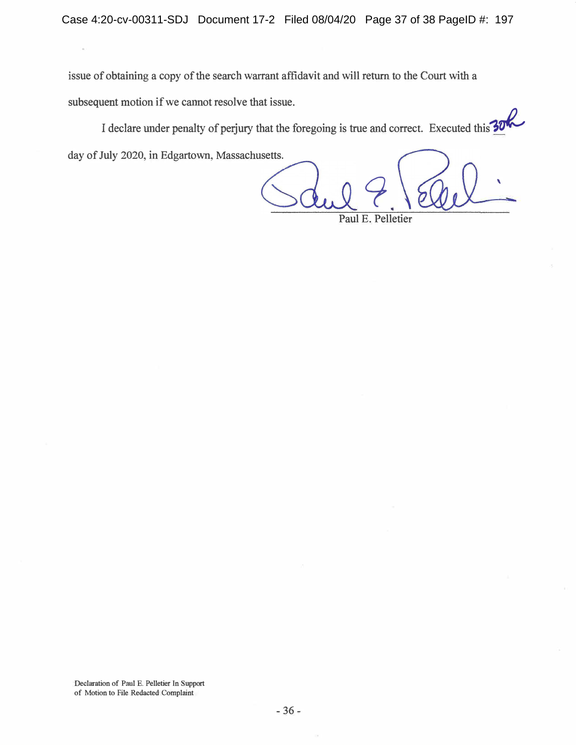issue of obtaining a copy of the search warrant affidavit and will return to the Court with a subsequent motion if we cannot resolve that issue.

I declare under penalty of perjury that the foregoing is true and correct. Executed this 30th day of July 2020, in Edgartown, Massachusetts.

Paul E. Pelletier

Declaration of Paul E. Pelletier In Support of Motion to File Redacted Complaint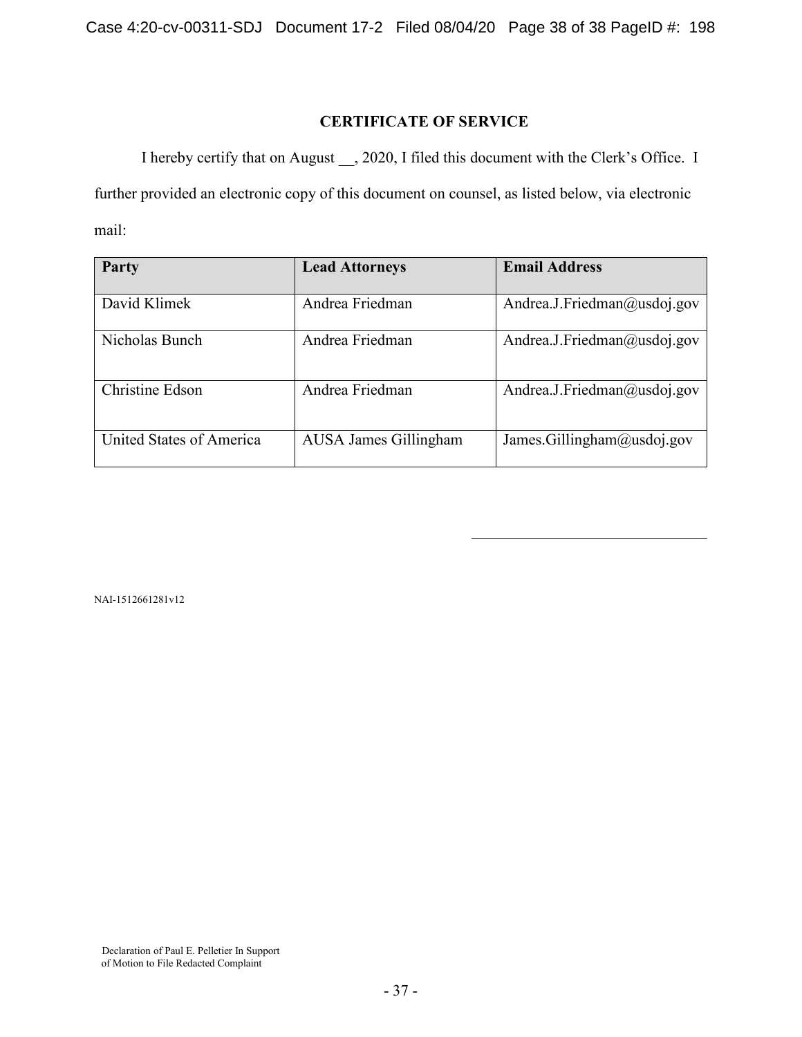**CERTIFICATE OF SERVICE**

I hereby certify that on August __, 2020, I filed this document with the Clerk's Office. I further provided an electronic copy of this document on counsel, as listed below, via electronic mail:

| Party | Lead Attorneys | Email Address |
|---|---|---|
| David Klimek | Andrea Friedman | Andrea.J.Friedman@usdoj.gov |
| Nicholas Bunch | Andrea Friedman | Andrea.J.Friedman@usdoj.gov |
| Christine Edson | Andrea Friedman | Andrea.J.Friedman@usdoj.gov |
| United States of America | AUSA James Gillingham | James.Gillingham@usdoj.gov |

\_\_\_\_\_\_\_\_\_\_\_\_\_\_\_\_\_\_\_\_\_\_\_\_\_\_\_\_\_\_

NAI-1512661281v12

Declaration of Paul E. Pelletier In Support of Motion to File Redacted Complaint